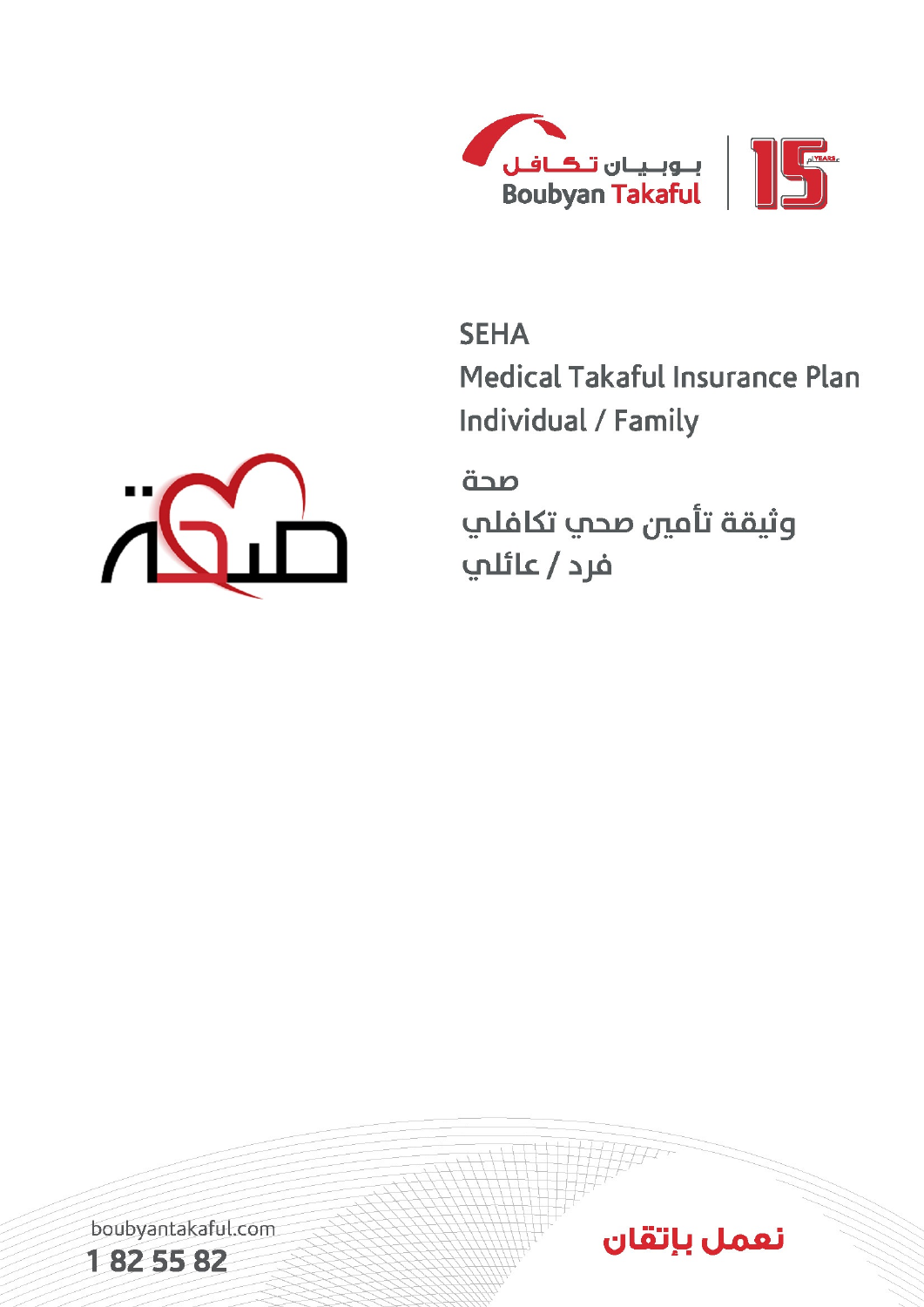بـوبـيـان تـكـافـل
Boubyan Takaful

15 YEARS

# SEHA
# Medical Takaful Insurance Plan
# Individual / Family

# صحة
# وثيقة تأمين صحي تكافلي
# فرد / عائلي

صحة

boubyantakaful.com
1 82 55 82

نعمل بإتقان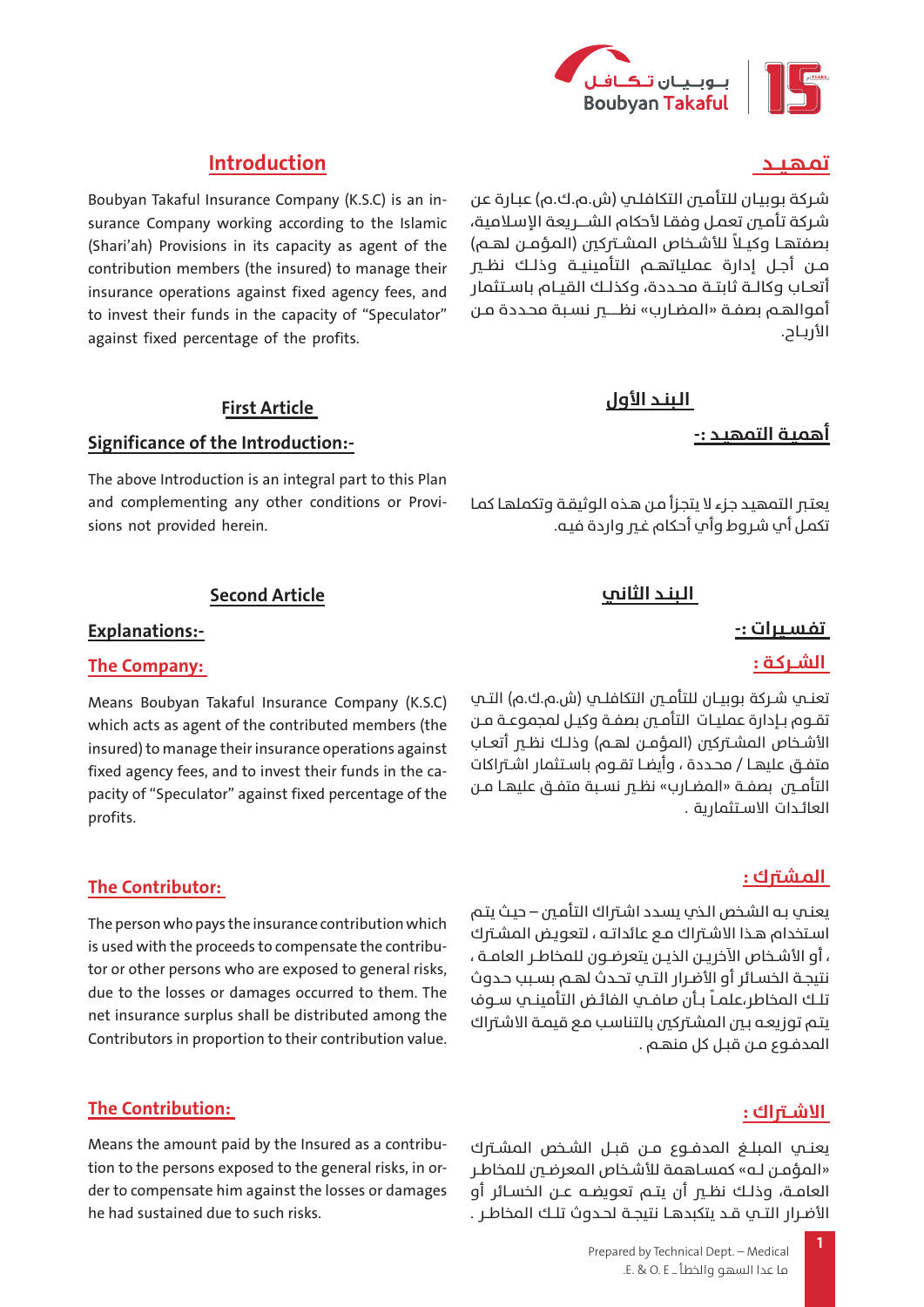## Introduction

Boubyan Takaful Insurance Company (K.S.C) is an insurance Company working according to the Islamic (Shari'ah) Provisions in its capacity as agent of the contribution members (the insured) to manage their insurance operations against fixed agency fees, and to invest their funds in the capacity of "Speculator" against fixed percentage of the profits.

## تمهيد

شركة بوبيان للتأمين التكافلي (ش.م.ك.م) عبارة عن شركة تأمين تعمل وفقا لأحكام الشريعة الإسلامية، بصفتها وكيلاً للأشخاص المشتركين (المؤمن لهم) من أجل إدارة عملياتهم التأمينية وذلك نظير أتعاب وكالة ثابتة محددة، وكذلك القيام باستثمار أموالهم بصفة «المضارب» نظير نسبة محددة من الأرباح.

## First Article

### Significance of the Introduction:-

The above Introduction is an integral part to this Plan and complementing any other conditions or Provisions not provided herein.

## البند الأول

### أهمية التمهيد :-

يعتبر التمهيد جزء لا يتجزأ من هذه الوثيقة وتكملها كما تكمل أي شروط وأي أحكام غير واردة فيه.

## Second Article

### Explanations:-

**The Company:**

Means Boubyan Takaful Insurance Company (K.S.C) which acts as agent of the contributed members (the insured) to manage their insurance operations against fixed agency fees, and to invest their funds in the capacity of "Speculator" against fixed percentage of the profits.

**The Contributor:**

The person who pays the insurance contribution which is used with the proceeds to compensate the contributor or other persons who are exposed to general risks, due to the losses or damages occurred to them. The net insurance surplus shall be distributed among the Contributors in proportion to their contribution value.

**The Contribution:**

Means the amount paid by the Insured as a contribution to the persons exposed to the general risks, in order to compensate him against the losses or damages he had sustained due to such risks.

## البند الثاني

### تفسيرات :-

**الشركة :**

تعني شركة بوبيان للتأمين التكافلي (ش.م.ك.م) التي تقوم بإدارة عمليات التأمين بصفة وكيل لمجموعة من الأشخاص المشتركين (المؤمن لهم) وذلك نظير أتعاب متفق عليها / محددة ، وأيضا تقوم باستثمار اشتراكات التأمين بصفة «المضارب» نظير نسبة متفق عليها من العائدات الاستثمارية .

**المشترك :**

يعني به الشخص الذي يسدد اشتراك التأمين – حيث يتم استخدام هذا الاشتراك مع عائداته ، لتعويض المشترك ، أو الأشخاص الآخرين الذين يتعرضون للمخاطر العامة ، نتيجة الخسائر أو الأضرار التي تحدث لهم بسبب حدوث تلك المخاطر،علماً بأن صافي الفائض التأميني سوف يتم توزيعه بين المشتركين بالتناسب مع قيمة الاشتراك المدفوع من قبل كل منهم .

**الاشتراك :**

يعني المبلغ المدفوع من قبل الشخص المشترك «المؤمن له» كمساهمة للأشخاص المعرضين للمخاطر العامة، وذلك نظير أن يتم تعويضه عن الخسائر أو الأضرار التي قد يتكبدها نتيجة لحدوث تلك المخاطر .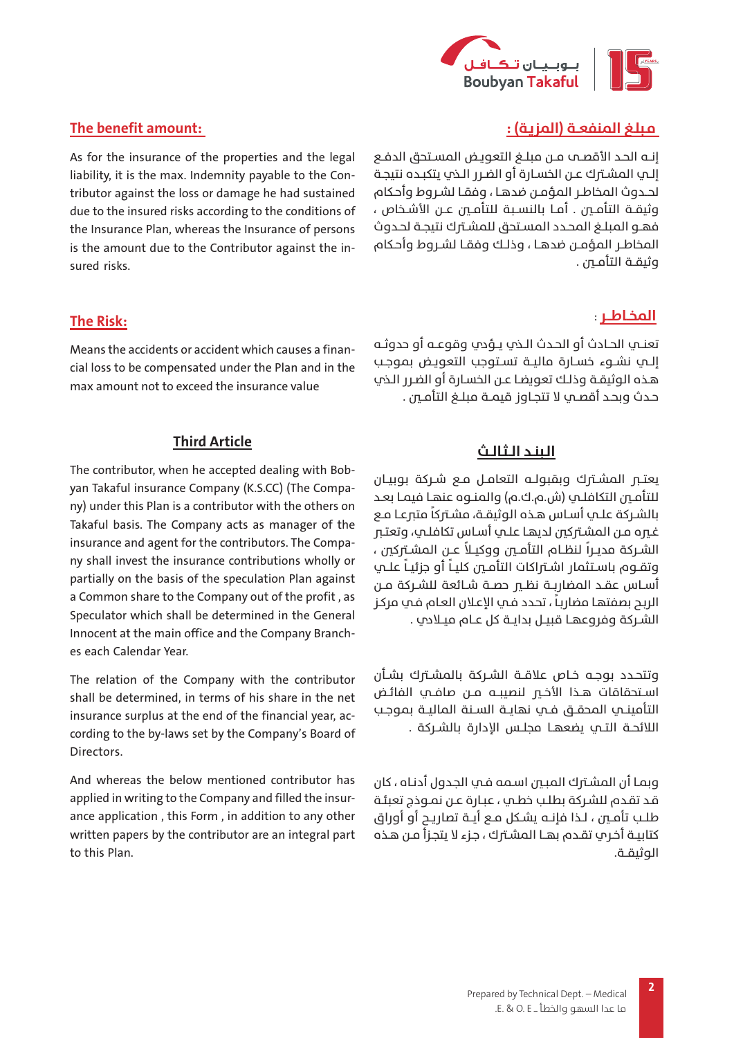## The benefit amount:

As for the insurance of the properties and the legal liability, it is the max. Indemnity payable to the Contributor against the loss or damage he had sustained due to the insured risks according to the conditions of the Insurance Plan, whereas the Insurance of persons is the amount due to the Contributor against the insured risks.

## مبلغ المنفعة (المزية) :

إنـه الحد الأقصـى مـن مبلـغ التعويـض المسـتحق الدفـع إلـى المشـترك عـن الخسـارة أو الضـرر الـذي يتكبـده نتيجـة لحـدوث المخاطـر المؤمـن ضدهـا ، وفقـا لشـروط وأحكـام وثيقـة التأميـن . أمـا بالنسـبة للتأميـن عـن الأشـخاص ، فهـو المبلـغ المحدد المسـتحق للمشـترك نتيجـة لحـدوث المخاطـر المؤمـن ضدهـا ، وذلـك وفقـا لشـروط وأحكـام وثيقـة التأميـن .

## The Risk:

Means the accidents or accident which causes a financial loss to be compensated under the Plan and in the max amount not to exceed the insurance value

## المخاطـر :

تعنـي الحـادث أو الحـدث الـذي يـؤدي وقوعـه أو حدوثـه إلـى نشـوء خسـارة ماليـة تسـتوجب التعويـض بموجـب هـذه الوثيقـة وذلـك تعويضـا عـن الخسـارة أو الضـرر الـذي حـدث وبحـد أقصـى لا تتجـاوز قيمـة مبلـغ التأميـن .

## Third Article

The contributor, when he accepted dealing with Bobyan Takaful insurance Company (K.S.CC) (The Company) under this Plan is a contributor with the others on Takaful basis. The Company acts as manager of the insurance and agent for the contributors. The Company shall invest the insurance contributions wholly or partially on the basis of the speculation Plan against a Common share to the Company out of the profit , as Speculator which shall be determined in the General Innocent at the main office and the Company Branches each Calendar Year.

The relation of the Company with the contributor shall be determined, in terms of his share in the net insurance surplus at the end of the financial year, according to the by-laws set by the Company's Board of Directors.

And whereas the below mentioned contributor has applied in writing to the Company and filled the insurance application , this Form , in addition to any other written papers by the contributor are an integral part to this Plan.

## البنـد الثالـث

يعتـبر المشـترك وبقبولـه التعامـل مـع شـركة بوبيـان للتأميـن التكافلـي (ش.م.ك.م) والمنـوه عنهـا فيمـا بعـد بالشـركة علـى أسـاس هـذه الوثيقـة، مشـتركاً متبرعـاً مـع غيـره مـن المشـتركين لديهـا علـى أسـاس تكافلـي، وتعتبـر الشـركة مديـراً لنظـام التأميـن ووكيـلاً عـن المشـتركين ، وتقـوم باسـتثمار اشـتراكات التأميـن كليـاً أو جزئيـاً علـى أسـاس عقـد المضاربـة نظيـر حصـة شـائعة للشـركة مـن الربـح بصفتهـا مضاربـاً ، تحدد فـي الإعـلان العـام فـي مركـز الشـركة وفروعهـا قبيـل بدايـة كل عـام ميـلادي .

وتتحـدد بوجـه خـاص علاقـة الشـركة بالمشـترك بشـأن اسـتحقاقات هـذا الأخيـر لنصيبـه مـن صافـي الفائـض التأمينـي المحقـق فـي نهايـة السـنة الماليـة بموجـب اللائحـة التـي يضعهـا مجلـس الإدارة بالشـركة .

وبمـا أن المشـترك المبيـن اسـمه فـي الجـدول أدنـاه ، كان قـد تقـدم للشـركة بطلـب خطـي ، عبـارة عـن نمـوذج تعبئـة طلـب تأميـن ، لـذا فإنـه يشـكل مـع أيـة تصاريـح أو أوراق كتابيـة أخـري تقـدم بهـا المشـترك ، جـزء لا يتجـزأ مـن هـذه الوثيقـة.

Prepared by Technical Dept. – Medical
ما عدا السهو والخطأ _ E. & O. E.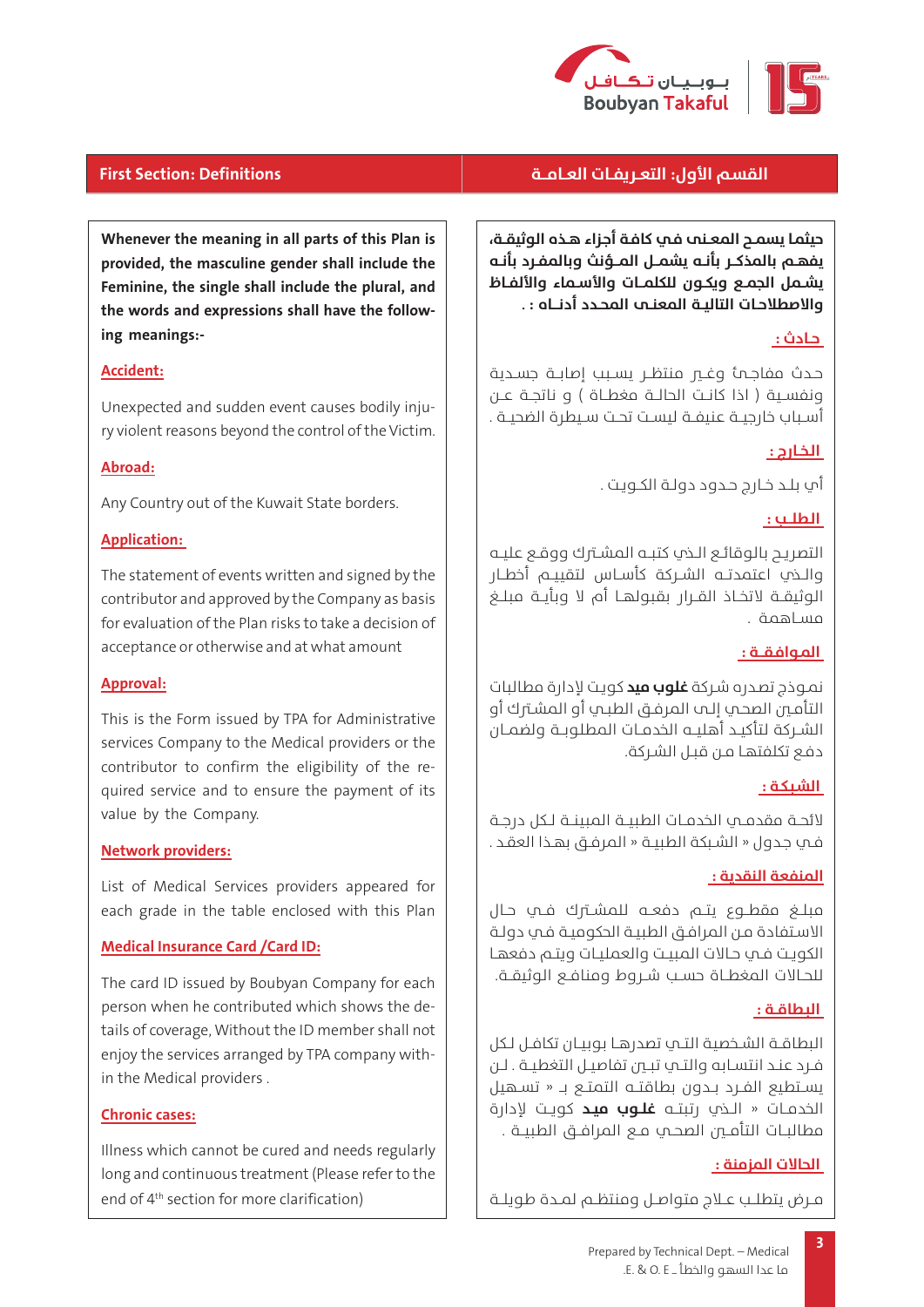## First Section: Definitions

**Whenever the meaning in all parts of this Plan is provided, the masculine gender shall include the Feminine, the single shall include the plural, and the words and expressions shall have the following meanings:-**

**Accident:**

Unexpected and sudden event causes bodily injury violent reasons beyond the control of the Victim.

**Abroad:**

Any Country out of the Kuwait State borders.

**Application:**

The statement of events written and signed by the contributor and approved by the Company as basis for evaluation of the Plan risks to take a decision of acceptance or otherwise and at what amount

**Approval:**

This is the Form issued by TPA for Administrative services Company to the Medical providers or the contributor to confirm the eligibility of the required service and to ensure the payment of its value by the Company.

**Network providers:**

List of Medical Services providers appeared for each grade in the table enclosed with this Plan

**Medical Insurance Card /Card ID:**

The card ID issued by Boubyan Company for each person when he contributed which shows the details of coverage, Without the ID member shall not enjoy the services arranged by TPA company within the Medical providers .

**Chronic cases:**

Illness which cannot be cured and needs regularly long and continuous treatment (Please refer to the end of 4th section for more clarification)

## القسم الأول: التعريفات العامة

**حيثما يسمح المعنى في كافة أجزاء هذه الوثيقة، يفهم بالمذكر بأنه يشمل المؤنث وبالمفرد بأنه يشمل الجمع ويكون للكلمات والأسماء والألفاظ والاصطلاحات التالية المعنى المحدد أدناه : .**

**حادث :**

حدث مفاجئ وغير منتظر يسبب إصابة جسدية ونفسية ( اذا كانت الحالة مغطاة ) و ناتجة عن أسباب خارجية عنيفة ليست تحت سيطرة الضحية .

**الخارج :**

أي بلد خارج حدود دولة الكويت .

**الطلب :**

التصريح بالوقائع الذي كتبه المشترك ووقع عليه والذي اعتمدته الشركة كأساس لتقييم أخطار الوثيقة لاتخاذ القرار بقبولها أم لا وبأية مبلغ مساهمة .

**الموافقة :**

نموذج تصدره شركة **غلوب ميد** كويت لإدارة مطالبات التأمين الصحي إلى المرفق الطبي أو المشترك أو الشركة لتأكيد أهلية الخدمات المطلوبة ولضمان دفع تكلفتها من قبل الشركة.

**الشبكة :**

لائحة مقدمي الخدمات الطبية المبينة لكل درجة في جدول « الشبكة الطبية » المرفق بهذا العقد .

**المنفعة النقدية :**

مبلغ مقطوع يتم دفعه للمشترك في حال الاستفادة من المرافق الطبية الحكومية في دولة الكويت في حالات المبيت والعمليات ويتم دفعها للحالات المغطاة حسب شروط ومنافع الوثيقة.

**البطاقة :**

البطاقة الشخصية التي تصدرها بوبيان تكافل لكل فرد عند انتسابه والتي تبين تفاصيل التغطية . لن يستطيع الفرد بدون بطاقته التمتع بـ « تسهيل الخدمات » الذي رتبته **غلوب ميد** كويت لإدارة مطالبات التأمين الصحي مع المرافق الطبية .

**الحالات المزمنة :**

مرض يتطلب علاج متواصل ومنتظم لمدة طويلة

Prepared by Technical Dept. – Medical
ما عدا السهو والخطأ ـ E. & O. E.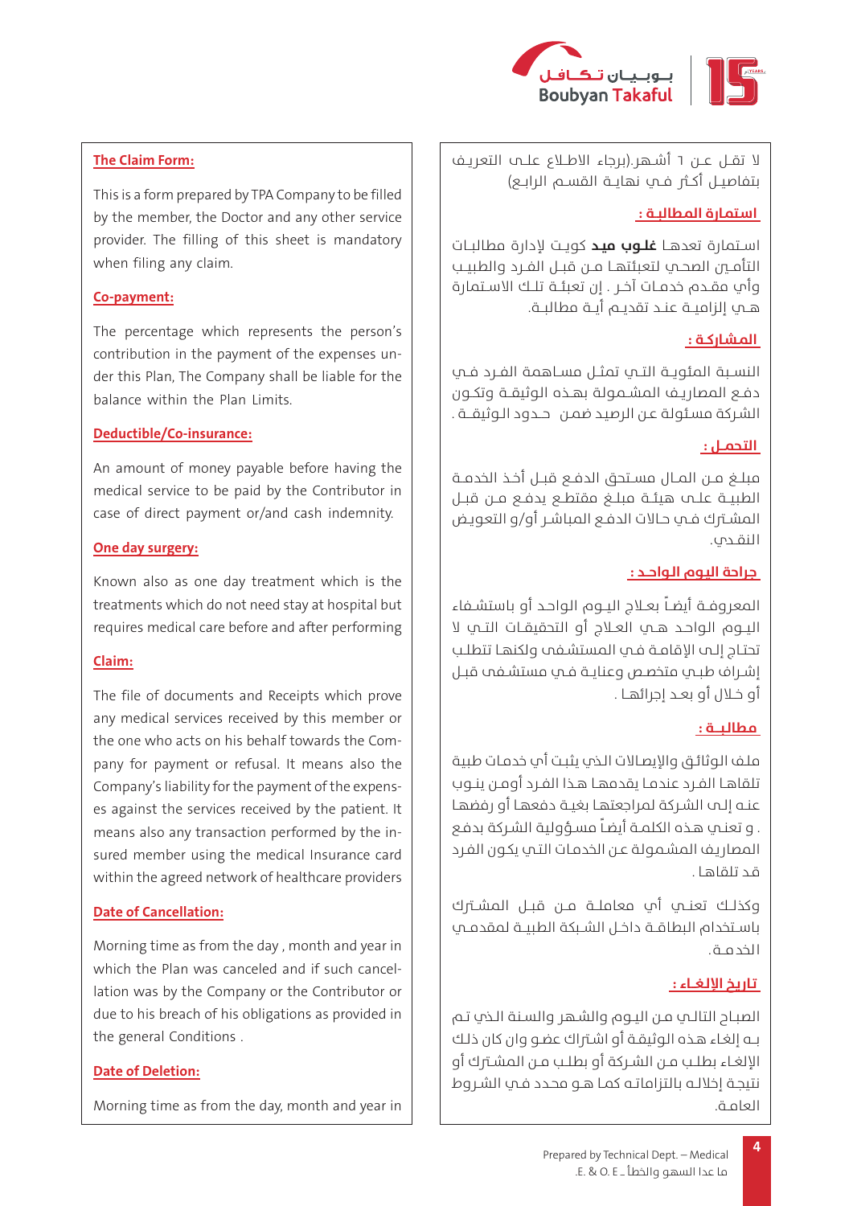## The Claim Form:

This is a form prepared by TPA Company to be filled by the member, the Doctor and any other service provider. The filling of this sheet is mandatory when filing any claim.

## Co-payment:

The percentage which represents the person's contribution in the payment of the expenses under this Plan, The Company shall be liable for the balance within the Plan Limits.

## Deductible/Co-insurance:

An amount of money payable before having the medical service to be paid by the Contributor in case of direct payment or/and cash indemnity.

## One day surgery:

Known also as one day treatment which is the treatments which do not need stay at hospital but requires medical care before and after performing

## Claim:

The file of documents and Receipts which prove any medical services received by this member or the one who acts on his behalf towards the Company for payment or refusal. It means also the Company's liability for the payment of the expenses against the services received by the patient. It means also any transaction performed by the insured member using the medical Insurance card within the agreed network of healthcare providers

## Date of Cancellation:

Morning time as from the day , month and year in which the Plan was canceled and if such cancellation was by the Company or the Contributor or due to his breach of his obligations as provided in the general Conditions .

## Date of Deletion:

Morning time as from the day, month and year in

لا تقل عن ٦ أشهر.(برجاء الاطلاع على التعريف بتفاصيل أكثر في نهاية القسم الرابع)

## استمارة المطالبة :

استمارة تعدها **غلوب ميد** كويت لإدارة مطالبات التأمين الصحي لتعبئتها من قبل الفرد والطبيب وأي مقدم خدمات آخر . إن تعبئة تلك الاستمارة هي إلزامية عند تقديم أية مطالبة.

## المشاركة :

النسبة المئوية التي تمثل مساهمة الفرد في دفع المصاريف المشمولة بهذه الوثيقة وتكون الشركة مسئولة عن الرصيد ضمن حدود الوثيقة .

## التحمل :

مبلغ من المال مستحق الدفع قبل أخذ الخدمة الطبية على هيئة مبلغ مقتطع يدفع من قبل المشترك في حالات الدفع المباشر أو/و التعويض النقدي.

## جراحة اليوم الواحد :

المعروفة أيضاً بعلاج اليوم الواحد أو باستشفاء اليوم الواحد هي العلاج أو التحقيقات التي لا تحتاج إلى الإقامة في المستشفى ولكنها تتطلب إشراف طبي متخصص وعناية في مستشفى قبل أو خلال أو بعد إجرائها .

## مطالبة :

ملف الوثائق والإيصالات الذي يثبت أي خدمات طبية تلقاها الفرد عندما يقدمها هذا الفرد أومن ينوب عنه إلى الشركة لمراجعتها بغية دفعها أو رفضها . و تعني هذه الكلمة أيضاً مسؤولية الشركة بدفع المصاريف المشمولة عن الخدمات التي يكون الفرد قد تلقاها .

وكذلك تعني أي معاملة من قبل المشترك باستخدام البطاقة داخل الشبكة الطبية لمقدمي الخدمة.

## تاريخ الإلغاء :

الصباح التالي من اليوم والشهر والسنة الذي تم به إلغاء هذه الوثيقة أو اشتراك عضو وان كان ذلك الإلغاء بطلب من الشركة أو بطلب من المشترك أو نتيجة إخلاله بالتزاماته كما هو محدد في الشروط العامة.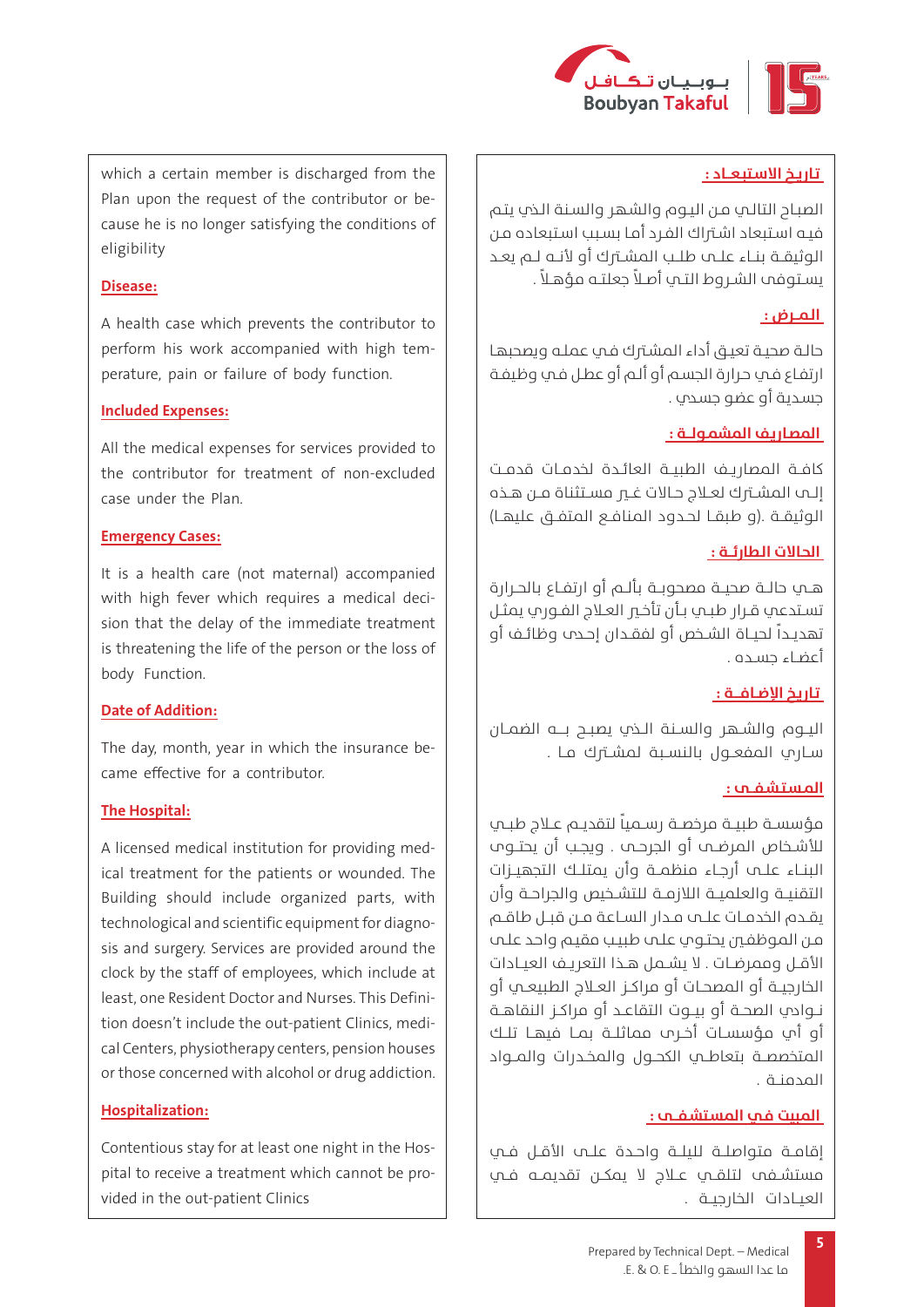which a certain member is discharged from the Plan upon the request of the contributor or because he is no longer satisfying the conditions of eligibility

**Disease:**

A health case which prevents the contributor to perform his work accompanied with high temperature, pain or failure of body function.

**Included Expenses:**

All the medical expenses for services provided to the contributor for treatment of non-excluded case under the Plan.

**Emergency Cases:**

It is a health care (not maternal) accompanied with high fever which requires a medical decision that the delay of the immediate treatment is threatening the life of the person or the loss of body Function.

**Date of Addition:**

The day, month, year in which the insurance became effective for a contributor.

**The Hospital:**

A licensed medical institution for providing medical treatment for the patients or wounded. The Building should include organized parts, with technological and scientific equipment for diagnosis and surgery. Services are provided around the clock by the staff of employees, which include at least, one Resident Doctor and Nurses. This Definition doesn't include the out-patient Clinics, medical Centers, physiotherapy centers, pension houses or those concerned with alcohol or drug addiction.

**Hospitalization:**

Contentious stay for at least one night in the Hospital to receive a treatment which cannot be provided in the out-patient Clinics

**تاريخ الاستبعاد :**

الصباح التالي من اليوم والشهر والسنة الذي يتم فيه استبعاد اشتراك الفرد أما بسبب استبعاده من الوثيقة بناء على طلب المشترك أو لأنه لم يعد يستوفى الشروط التي أصلاً جعلته مؤهلاً .

**المرض :**

حالة صحية تعيق أداء المشترك في عمله ويصحبها ارتفاع في حرارة الجسم أو ألم أو عطل في وظيفة جسدية أو عضو جسدي .

**المصاريف المشمولة :**

كافة المصاريف الطبية العائدة لخدمات قدمت إلى المشترك لعلاج حالات غير مستثناة من هذه الوثيقة .(و طبقا لحدود المنافع المتفق عليها)

**الحالات الطارئة :**

هي حالة صحية مصحوبة بألم أو ارتفاع بالحرارة تستدعي قرار طبي بأن تأخير العلاج الفوري يمثل تهديداً لحياة الشخص أو لفقدان إحدى وظائف أو أعضاء جسده .

**تاريخ الإضافة :**

اليوم والشهر والسنة الذي يصبح به الضمان ساري المفعول بالنسبة لمشترك ما .

**المستشفى :**

مؤسسة طبية مرخصة رسمياً لتقديم علاج طبي للأشخاص المرضى أو الجرحى . ويجب أن يحتوي البناء على أرجاء منظمة وأن يمتلك التجهيزات التقنية والعلمية اللازمة للتشخيص والجراحة وأن يقدم الخدمات على مدار الساعة من قبل طاقم من الموظفين يحتوي على طبيب مقيم واحد على الأقل وممرضات . لا يشمل هذا التعريف العيادات الخارجية أو المصحات أو مراكز العلاج الطبيعي أو نوادي الصحة أو بيوت التقاعد أو مراكز النقاهة أو أي مؤسسات أخرى مماثلة بما فيها تلك المتخصصة بتعاطي الكحول والمخدرات والمواد المدمنة .

**المبيت في المستشفى :**

إقامة متواصلة لليلة واحدة على الأقل في مستشفى لتلقي علاج لا يمكن تقديمه في العيادات الخارجية .

Prepared by Technical Dept. – Medical

ما عدا السهو والخطأ ـ E. & O. E.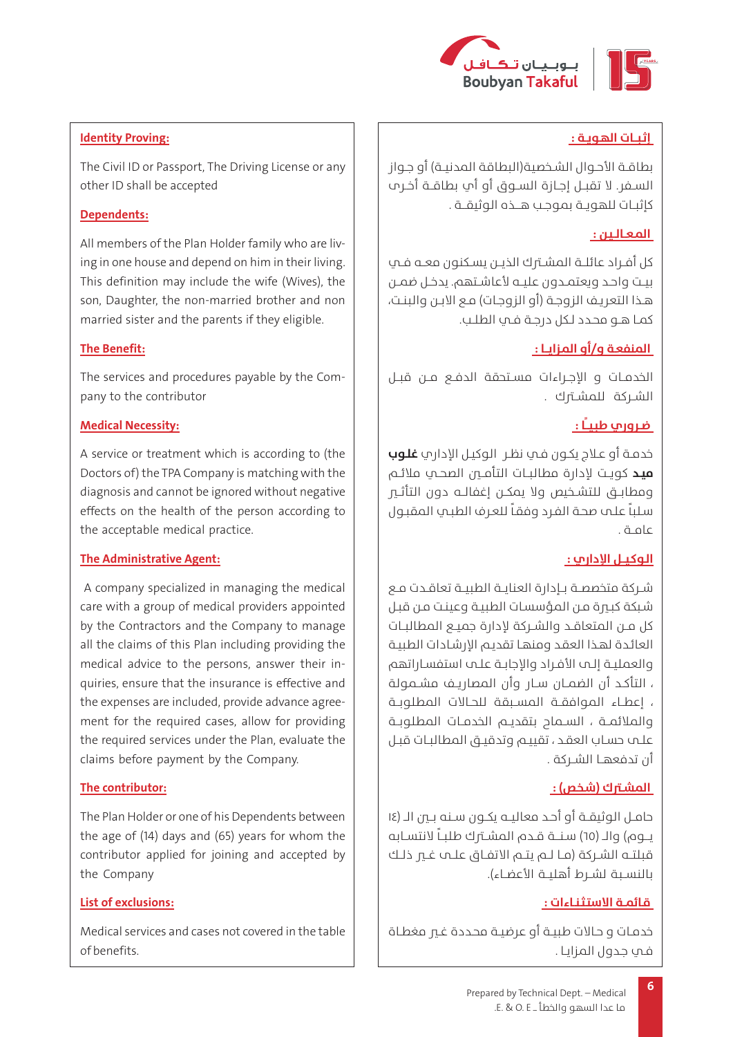**Identity Proving:**

The Civil ID or Passport, The Driving License or any other ID shall be accepted

**Dependents:**

All members of the Plan Holder family who are living in one house and depend on him in their living. This definition may include the wife (Wives), the son, Daughter, the non-married brother and non married sister and the parents if they eligible.

**The Benefit:**

The services and procedures payable by the Company to the contributor

**Medical Necessity:**

A service or treatment which is according to (the Doctors of) the TPA Company is matching with the diagnosis and cannot be ignored without negative effects on the health of the person according to the acceptable medical practice.

**The Administrative Agent:**

A company specialized in managing the medical care with a group of medical providers appointed by the Contractors and the Company to manage all the claims of this Plan including providing the medical advice to the persons, answer their inquiries, ensure that the insurance is effective and the expenses are included, provide advance agreement for the required cases, allow for providing the required services under the Plan, evaluate the claims before payment by the Company.

**The contributor:**

The Plan Holder or one of his Dependents between the age of (14) days and (65) years for whom the contributor applied for joining and accepted by the Company

**List of exclusions:**

Medical services and cases not covered in the table of benefits.

**إثبات الهوية :**

بطاقة الأحوال الشخصية(البطاقة المدنية) أو جواز السفر. لا تقبل إجازة السوق أو أي بطاقة أخرى كإثبات للهوية بموجب هذه الوثيقة .

**المعالين :**

كل أفراد عائلة المشترك الذين يسكنون معه في بيت واحد ويعتمدون عليه لأعاشتهم. يدخل ضمن هذا التعريف الزوجة (أو الزوجات) مع الابن والبنت، كما هو محدد لكل درجة في الطلب.

**المنفعة و/أو المزايا :**

الخدمات و الإجراءات مستحقة الدفع من قبل الشركة للمشترك .

**ضروري طبياً :**

خدمة أو علاج يكون في نظر الوكيل الإداري **غلوب ميد** كويت لإدارة مطالبات التأمين الصحي ملائم ومطابق للتشخيص ولا يمكن إغفاله دون التأثير سلباً على صحة الفرد وفقاً للعرف الطبي المقبول عامة .

**الوكيل الإداري :**

شركة متخصصة بإدارة العناية الطبية تعاقدت مع شبكة كبيرة من المؤسسات الطبية وعينت من قبل كل من المتعاقد والشركة لإدارة جميع المطالبات العائدة لهذا العقد ومنها تقديم الإرشادات الطبية والعملية إلى الأفراد والإجابة على استفساراتهم ، التأكد أن الضمان سار وأن المصاريف مشمولة ، إعطاء الموافقة المسبقة للحالات المطلوبة والملائمة ، السماح بتقديم الخدمات المطلوبة على حساب العقد ، تقييم وتدقيق المطالبات قبل أن تدفعها الشركة .

**المشترك (شخص) :**

حامل الوثيقة أو أحد معاليه يكون سنه بين الـ (١٤) يوم) والـ (٦٥) سنة قدم المشترك طلباً لانتسابه قبلته الشركة (ما لم يتم الاتفاق على غير ذلك بالنسبة لشرط أهلية الأعضاء).

**قائمة الاستثناءات :**

خدمات و حالات طبية أو عرضية محددة غير مغطاة في جدول المزايا .

Prepared by Technical Dept. – Medical

ما عدا السهو والخطأ ـ E. & O. E.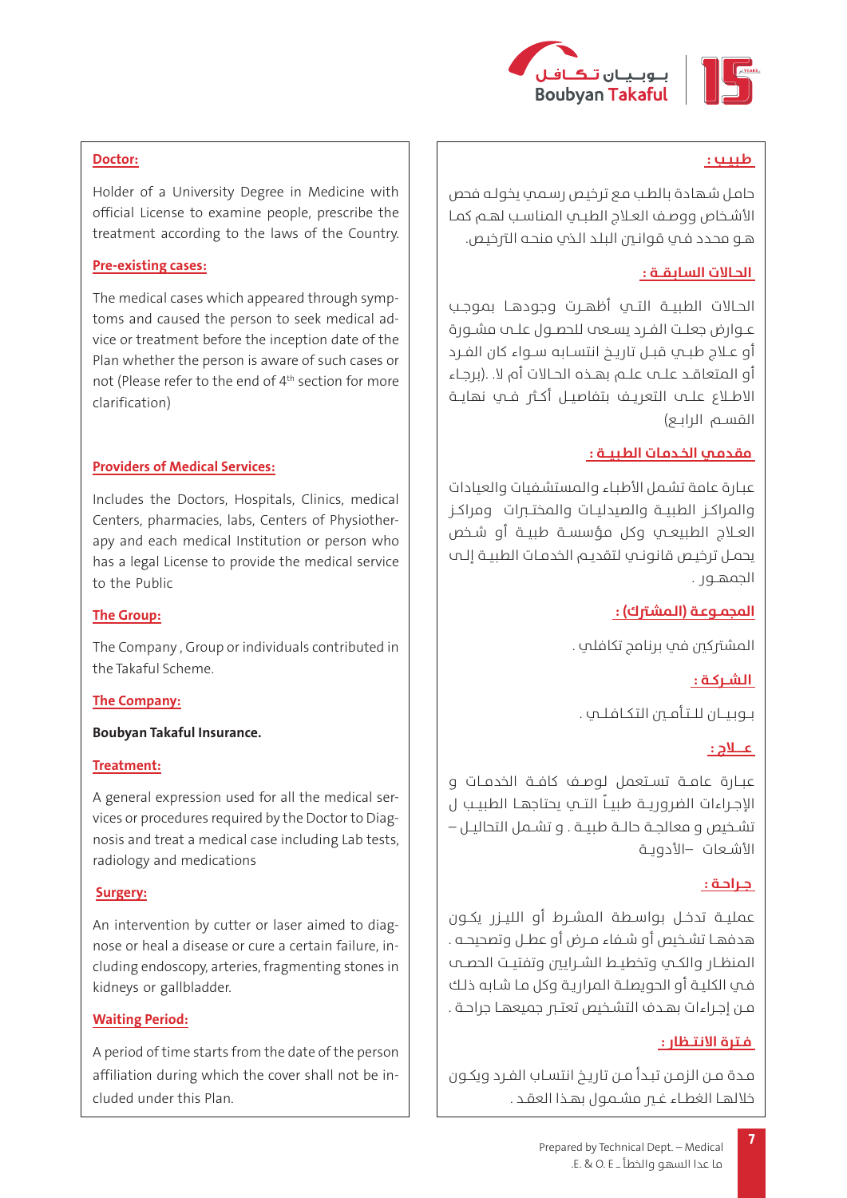**Doctor:**

Holder of a University Degree in Medicine with official License to examine people, prescribe the treatment according to the laws of the Country.

**Pre-existing cases:**

The medical cases which appeared through symptoms and caused the person to seek medical advice or treatment before the inception date of the Plan whether the person is aware of such cases or not (Please refer to the end of 4th section for more clarification)

**Providers of Medical Services:**

Includes the Doctors, Hospitals, Clinics, medical Centers, pharmacies, labs, Centers of Physiotherapy and each medical Institution or person who has a legal License to provide the medical service to the Public

**The Group:**

The Company , Group or individuals contributed in the Takaful Scheme.

**The Company:**

**Boubyan Takaful Insurance.**

**Treatment:**

A general expression used for all the medical services or procedures required by the Doctor to Diagnosis and treat a medical case including Lab tests, radiology and medications

**Surgery:**

An intervention by cutter or laser aimed to diagnose or heal a disease or cure a certain failure, including endoscopy, arteries, fragmenting stones in kidneys or gallbladder.

**Waiting Period:**

A period of time starts from the date of the person affiliation during which the cover shall not be included under this Plan.

**طبيب :**

حامل شهادة بالطب مع ترخيص رسمي يخوله فحص الأشخاص ووصف العلاج الطبي المناسب لهم كما هو محدد في قوانين البلد الذي منحه الترخيص.

**الحالات السابقة :**

الحالات الطبية التي أظهرت وجودها بموجب عوارض جعلت الفرد يسعى للحصول على مشورة أو علاج طبي قبل تاريخ انتسابه سواء كان الفرد أو المتعاقد على علم بهذه الحالات أم لا. (يرجاء الاطلاع على التعريف بتفاصيل أكثر في نهاية القسم الرابع)

**مقدمي الخدمات الطبية :**

عبارة عامة تشمل الأطباء والمستشفيات والعيادات والمراكز الطبية والصيدليات والمختبرات ومراكز العلاج الطبيعي وكل مؤسسة طبية أو شخص يحمل ترخيص قانوني لتقديم الخدمات الطبية إلى الجمهور .

**المجموعة (المشترك) :**

المشتركين في برنامج تكافلي .

**الشركة :**

بوبيان للتأمين التكافلي .

**علاج :**

عبارة عامة تستعمل لوصف كافة الخدمات و الإجراءات الضرورية طبياً التي يحتاجها الطبيب ل تشخيص و معالجة حالة طبية . و تشمل التحاليل – الأشعات –الأدوية

**جراحة :**

عملية تدخل بواسطة المشرط أو الليزر يكون هدفها تشخيص أو شفاء مرض أو عطل وتصحيحه . المنظار والكي وتخطيط الشرايين وتفتيت الحصى في الكلية أو الحويصلة المرارية وكل ما شابه ذلك من إجراءات بهدف التشخيص تعتبر جميعها جراحة .

**فترة الانتظار :**

مدة من الزمن تبدأ من تاريخ انتساب الفرد ويكون خلالها الغطاء غير مشمول بهذا العقد .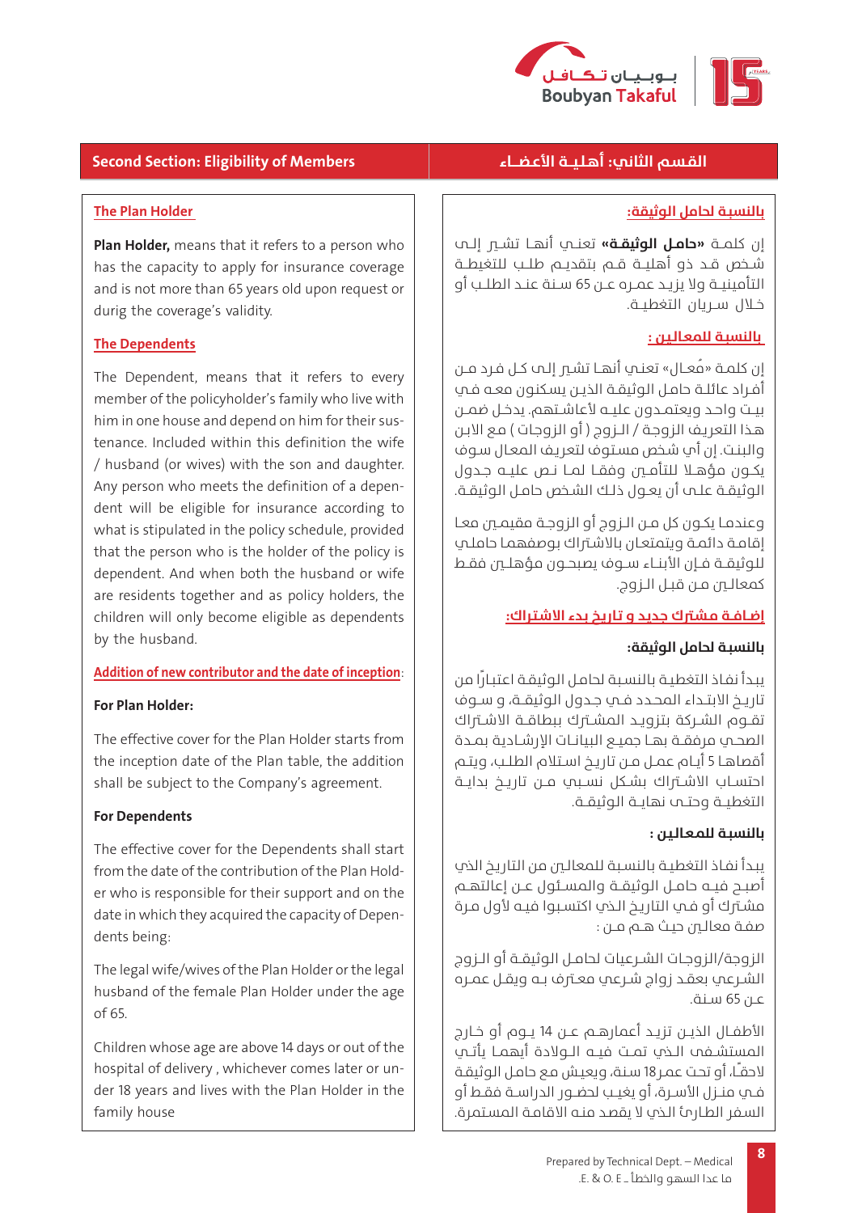## Second Section: Eligibility of Members

### The Plan Holder

**Plan Holder,** means that it refers to a person who has the capacity to apply for insurance coverage and is not more than 65 years old upon request or durig the coverage's validity.

### The Dependents

The Dependent, means that it refers to every member of the policyholder's family who live with him in one house and depend on him for their sustenance. Included within this definition the wife / husband (or wives) with the son and daughter. Any person who meets the definition of a dependent will be eligible for insurance according to what is stipulated in the policy schedule, provided that the person who is the holder of the policy is dependent. And when both the husband or wife are residents together and as policy holders, the children will only become eligible as dependents by the husband.

### Addition of new contributor and the date of inception:

**For Plan Holder:**

The effective cover for the Plan Holder starts from the inception date of the Plan table, the addition shall be subject to the Company's agreement.

**For Dependents**

The effective cover for the Dependents shall start from the date of the contribution of the Plan Holder who is responsible for their support and on the date in which they acquired the capacity of Dependents being:

The legal wife/wives of the Plan Holder or the legal husband of the female Plan Holder under the age of 65.

Children whose age are above 14 days or out of the hospital of delivery , whichever comes later or under 18 years and lives with the Plan Holder in the family house

## القسم الثاني: أهلية الأعضاء

### بالنسبة لحامل الوثيقة:

إن كلمة **«حامل الوثيقة»** تعني أنها تشير إلى شخص ذو أهلية قم بتقديم طلب للتغطية التأمينية ولا يزيد عمره عن 65 سنة عند الطلب أو خلال سريان التغطية.

### بالنسبة للمعالين :

إن كلمة «مُعال» تعني أنها تشير إلى كل فرد من أفراد عائلة حامل الوثيقة الذين يسكنون معه في بيت واحد ويعتمدون عليه لأعاشتهم. يدخل ضمن هذا التعريف الزوجة / الزوج ( أو الزوجات ) مع الابن والبنت. إن أي شخص مستوف لتعريف المعال سوف يكون مؤهلا للتأمين وفقا لما نص عليه جدول الوثيقة على أن يعول ذلك الشخص حامل الوثيقة.

وعندما يكون كل من الزوج أو الزوجة مقيمين معا إقامة دائمة ويتمتعان بالاشتراك بوصفهما حاملي للوثيقة فإن الأبناء سوف يصبحون مؤهلين فقط كمعالين من قبل الزوج.

### إضافة مشترك جديد و تاريخ بدء الاشتراك:

**بالنسبة لحامل الوثيقة:**

يبدأ نفاذ التغطية بالنسبة لحامل الوثيقة اعتباراً من تاريخ الابتداء المحدد في جدول الوثيقة، و سوف تقوم الشركة بتزويد المشترك ببطاقة الاشتراك الصحي مرفقة بها جميع البيانات الإرشادية بمدة أقصاها 5 أيام عمل من تاريخ استلام الطلب، ويتم احتساب الاشتراك بشكل نسبي من تاريخ بداية التغطية وحتى نهاية الوثيقة.

**بالنسبة للمعالين :**

يبدأ نفاذ التغطية بالنسبة للمعالين من التاريخ الذي أصبح فيه حامل الوثيقة والمسئول عن إعالتهم مشترك أو في التاريخ الذي اكتسبوا فيه لأول مرة صفة معالين حيث هم من :

الزوجة/الزوجات الشرعيات لحامل الوثيقة أو الزوج الشرعي بعقد زواج شرعي معترف به ويقل عمره عن 65 سنة.

الأطفال الذين تزيد أعمارهم عن 14 يوم أو خارج المستشفى الذي تمت فيه الولادة أيهما يأتي لاحقاً، أو تحت عمر 18 سنة، ويعيش مع حامل الوثيقة في منزل الأسرة، أو يغيب لحضور الدراسة فقط أو السفر الطارئ الذي لا يقصد منه الاقامة المستمرة.

Prepared by Technical Dept. – Medical
E. & O. E ـ ما عدا السهو والخطأ.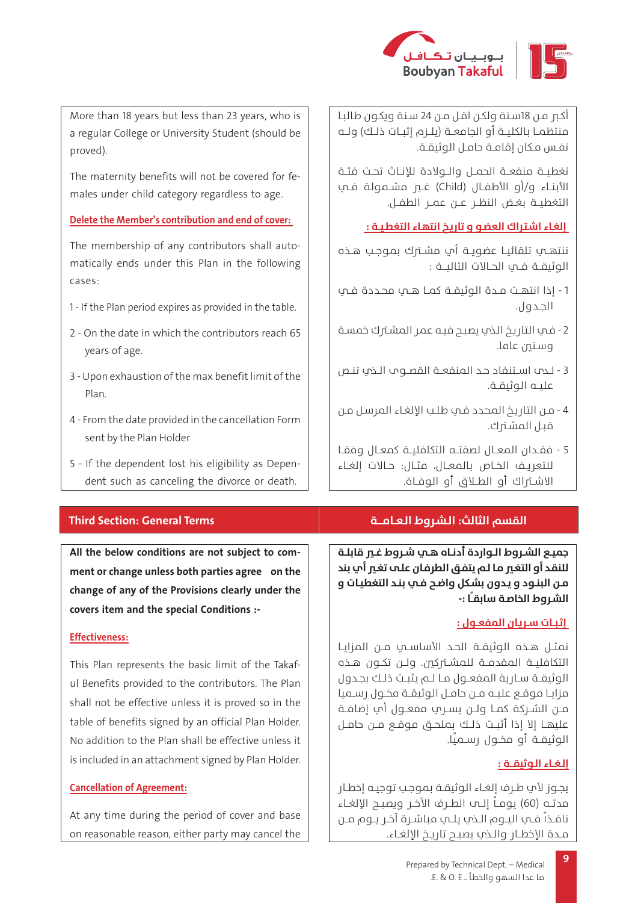More than 18 years but less than 23 years, who is a regular College or University Student (should be proved).

The maternity benefits will not be covered for females under child category regardless to age.

**Delete the Member's contribution and end of cover:**

The membership of any contributors shall automatically ends under this Plan in the following cases:

1 - If the Plan period expires as provided in the table.

2 - On the date in which the contributors reach 65 years of age.

3 - Upon exhaustion of the max benefit limit of the Plan.

4 - From the date provided in the cancellation Form sent by the Plan Holder

5 - If the dependent lost his eligibility as Dependent such as canceling the divorce or death.

أكبر من 18سنة ولكن اقل من 24 سنة ويكون طالبا منتظما بالكلية أو الجامعة (يلزم إثبات ذلك) وله نفس مكان إقامة حامل الوثيقة.

تغطية منفعة الحمل والولادة للإناث تحت فئة الأبناء و/أو الأطفال (Child) غير مشمولة في التغطية بغض النظر عن عمر الطفل.

**إلغاء اشتراك العضو و تاريخ انتهاء التغطية :**

تنتهي تلقائيا عضوية أي مشترك بموجب هذه الوثيقة في الحالات التالية :

1 - إذا انتهت مدة الوثيقة كما هي محددة في الجدول.

2 - في التاريخ الذي يصبح فيه عمر المشترك خمسة وستين عاما.

3 - لدى استنفاد حد المنفعة القصوى الذي تنص عليه الوثيقة.

4 - من التاريخ المحدد في طلب الإلغاء المرسل من قبل المشترك.

5 - فقدان المعال لصفته التكافلية كمعال وفقا للتعريف الخاص بالمعال، مثال: حالات إلغاء الاشتراك أو الطلاق أو الوفاة.

## Third Section: General Terms

## القسم الثالث: الشروط العامة

**All the below conditions are not subject to comment or change unless both parties agree on the change of any of the Provisions clearly under the covers item and the special Conditions :-**

**Effectiveness:**

This Plan represents the basic limit of the Takaful Benefits provided to the contributors. The Plan shall not be effective unless it is proved so in the table of benefits signed by an official Plan Holder. No addition to the Plan shall be effective unless it is included in an attachment signed by Plan Holder.

**Cancellation of Agreement:**

At any time during the period of cover and base on reasonable reason, either party may cancel the

**جميع الشروط الواردة أدناه هي شروط غير قابلة للنقد أو التغير ما لم يتفق الطرفان على تغير أي بند من البنود و يدون بشكل واضح في بند التغطيات و الشروط الخاصة سابقاً :-**

**إثبات سريان المفعول :**

تمثل هذه الوثيقة الحد الأساسي من المزايا التكافلية المقدمة للمشتركين. ولن تكون هذه الوثيقة سارية المفعول ما لم يثبت ذلك بجدول مزايا موقع عليه من حامل الوثيقة مخول رسميا من الشركة كما ولن يسري مفعول أي إضافة عليها إلا إذا أثبت ذلك بملحق موقع من حامل الوثيقة أو مخول رسميًا.

**إلغاء الوثيقة :**

يجوز لأي طرف إلغاء الوثيقة بموجب توجيه إخطار مدته (60) يوماً إلى الطرف الآخر ويصبح الإلغاء نافذاً في اليوم الذي يلي مباشرة آخر يوم من مدة الإخطار والذي يصبح تاريخ الإلغاء.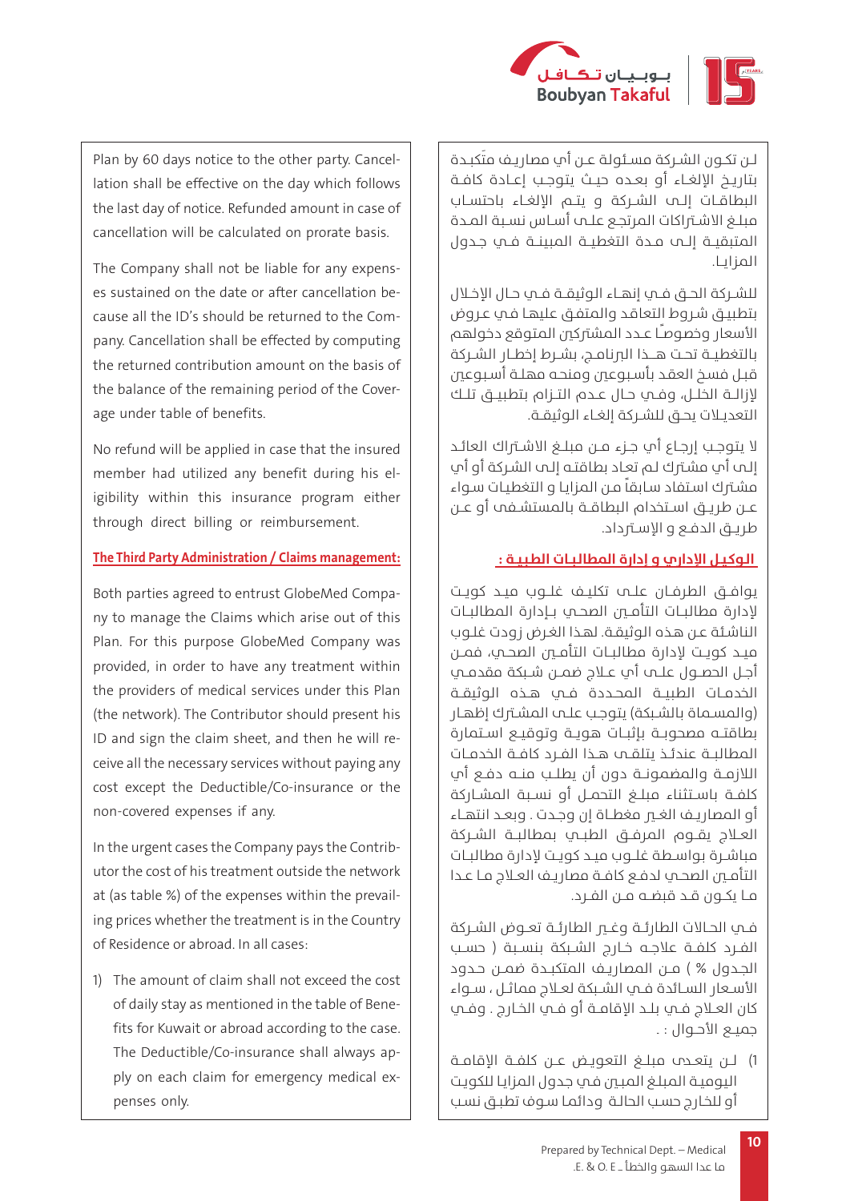Plan by 60 days notice to the other party. Cancellation shall be effective on the day which follows the last day of notice. Refunded amount in case of cancellation will be calculated on prorate basis.

The Company shall not be liable for any expenses sustained on the date or after cancellation because all the ID's should be returned to the Company. Cancellation shall be effected by computing the returned contribution amount on the basis of the balance of the remaining period of the Coverage under table of benefits.

No refund will be applied in case that the insured member had utilized any benefit during his eligibility within this insurance program either through direct billing or reimbursement.

**The Third Party Administration / Claims management:**

Both parties agreed to entrust GlobeMed Company to manage the Claims which arise out of this Plan. For this purpose GlobeMed Company was provided, in order to have any treatment within the providers of medical services under this Plan (the network). The Contributor should present his ID and sign the claim sheet, and then he will receive all the necessary services without paying any cost except the Deductible/Co-insurance or the non-covered expenses if any.

In the urgent cases the Company pays the Contributor the cost of his treatment outside the network at (as table %) of the expenses within the prevailing prices whether the treatment is in the Country of Residence or abroad. In all cases:

1) The amount of claim shall not exceed the cost of daily stay as mentioned in the table of Benefits for Kuwait or abroad according to the case. The Deductible/Co-insurance shall always apply on each claim for emergency medical expenses only.

لـن تكـون الشـركة مسـئولة عـن أي مصاريـف متّكبدة بتاريخ الإلغاء أو بعده حيث يتوجب إعادة كافة البطاقات إلى الشركة و يتم الإلغاء باحتساب مبلغ الاشتراكات المرتجع على أساس نسبة المدة المتبقية إلى مدة التغطية المبينة في جدول المزايا.

للشركة الحق في إنهاء الوثيقة في حال الإخلال بتطبيق شروط التعاقد والمتفق عليها في عروض الأسعار وخصوصاً عدد المشتركين المتوقع دخولهم بالتغطية تحت هذا البرنامج، بشرط إخطار الشركة قبل فسخ العقد بأسبوعين ومنحه مهلة أسبوعين لإزالة الخلل، وفي حال عدم التزام بتطبيق تلك التعديلات يحق للشركة إلغاء الوثيقة.

لا يتوجب إرجاع أي جزء من مبلغ الاشتراك العائد إلى أي مشترك لم تعاد بطاقته إلى الشركة أو أي مشترك استفاد سابقاً من المزايا و التغطيات سواء عن طريق استخدام البطاقة بالمستشفى أو عن طريق الدفع و الإسترداد.

**الوكيل الإداري و إدارة المطالبات الطبية :**

يوافق الطرفان على تكليف غلوب ميد كويت لإدارة مطالبات التأمين الصحي بإدارة المطالبات الناشئة عن هذه الوثيقة. لهذا الغرض زودت غلوب ميد كويت لإدارة مطالبات التأمين الصحي، فمن أجل الحصول على أي علاج ضمن شبكة مقدمي الخدمات الطبية المحددة في هذه الوثيقة (والمسماة بالشبكة) يتوجب على المشترك إظهار بطاقته مصحوبة بإثبات هوية وتوقيع استمارة المطالبة عندئذ يتلقى هذا الفرد كافة الخدمات اللازمة والمضمونة دون أن يطلب منه دفع أي كلفة باستثناء مبلغ التحمل أو نسبة المشاركة أو المصاريف الغير مغطاة إن وجدت . وبعد انتهاء العلاج يقوم المرفق الطبي بمطالبة الشركة مباشرة بواسطة غلوب ميد كويت لإدارة مطالبات التأمين الصحي لدفع كافة مصاريف العلاج ما عدا ما يكون قد قبضه من الفرد.

في الحالات الطارئة وغير الطارئة تعوض الشركة الفرد كلفة علاجه خارج الشبكة بنسبة ( حسب الجدول % ) من المصاريف المتكبدة ضمن حدود الأسعار السائدة في الشبكة لعلاج مماثل ، سواء كان العلاج في بلد الإقامة أو في الخارج . وفي جميع الأحوال : .

1) لن يتعدى مبلغ التعويض عن كلفة الإقامة اليومية المبلغ المبين في جدول المزايا للكويت أو للخارج حسب الحالة ودائما سوف تطبق نسب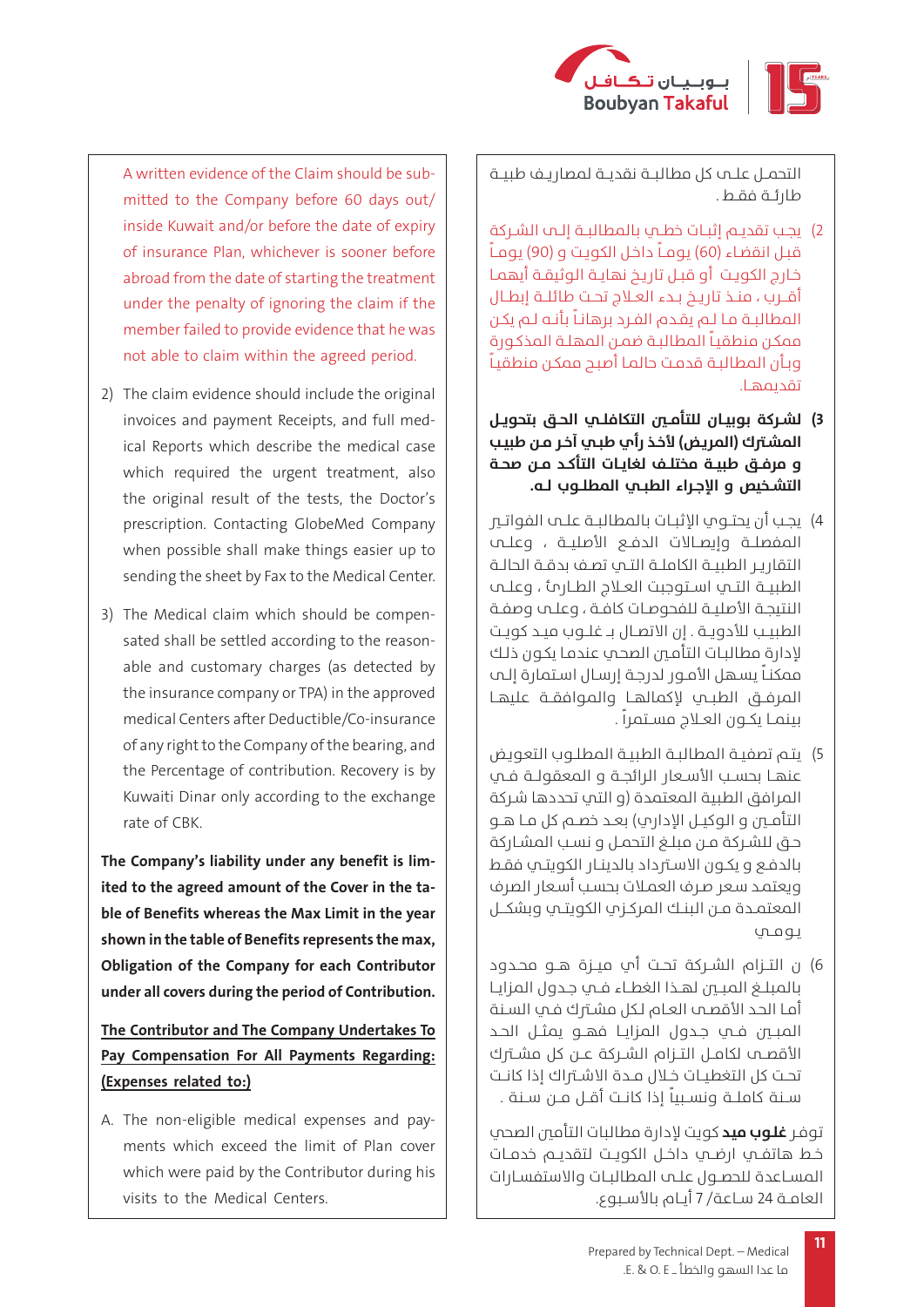A written evidence of the Claim should be submitted to the Company before 60 days out/inside Kuwait and/or before the date of expiry of insurance Plan, whichever is sooner before abroad from the date of starting the treatment under the penalty of ignoring the claim if the member failed to provide evidence that he was not able to claim within the agreed period.

2) The claim evidence should include the original invoices and payment Receipts, and full medical Reports which describe the medical case which required the urgent treatment, also the original result of the tests, the Doctor's prescription. Contacting GlobeMed Company when possible shall make things easier up to sending the sheet by Fax to the Medical Center.

3) The Medical claim which should be compensated shall be settled according to the reasonable and customary charges (as detected by the insurance company or TPA) in the approved medical Centers after Deductible/Co-insurance of any right to the Company of the bearing, and the Percentage of contribution. Recovery is by Kuwaiti Dinar only according to the exchange rate of CBK.

**The Company's liability under any benefit is limited to the agreed amount of the Cover in the table of Benefits whereas the Max Limit in the year shown in the table of Benefits represents the max, Obligation of the Company for each Contributor under all covers during the period of Contribution.**

**The Contributor and The Company Undertakes To Pay Compensation For All Payments Regarding: (Expenses related to:)**

A. The non-eligible medical expenses and payments which exceed the limit of Plan cover which were paid by the Contributor during his visits to the Medical Centers.

التحمـل علـى كل مطالبـة نقديـة لمصاريـف طبيـة طارئـة فقـط .

2) يجـب تقديـم إثبـات خطـي بالمطالبـة إلـى الشـركة قبـل انقضـاء (60) يومـاً داخـل الكويـت و (90) يومـاً خـارج الكويـت أو قبـل تاريـخ نهايـة الوثيقـة أيهمـا أقـرب ، منـذ تاريـخ بـدء العـلاج تحـت طائلـة إبطـال المطالبـة مـا لـم يقـدم الفـرد برهانـاً بأنـه لـم يكـن ممكـن منطقيـاً المطالبـة ضمـن المهلـة المذكـورة وبـأن المطالبـة قدمـت حالمـا أصبـح ممكـن منطقيـاً تقديمهـا.

**3) لشركة بوبيان للتأمين التكافلي الحق بتحويل المشترك (المريض) لأخذ رأي طبي آخر من طبيب و مرفق طبية مختلف لغايات التأكد من صحة التشخيص و الإجراء الطبي المطلوب لـه.**

4) يجـب أن يحتـوي الإثبـات بالمطالبـة علـى الفواتيـر المفصلـة وإيصـالات الدفـع الأصليـة ، وعلـى التقاريـر الطبيـة الكاملـة التـي تصـف بدقـة الحالـة الطبيـة التـي اسـتوجبت العـلاج الطـارئ ، وعلـى النتيجـة الأصليـة للفحوصـات كافـة ، وعلـى وصفـة الطبيـب للأدويـة . إن الاتصـال بـ غلـوب ميـد كويـت لإدارة مطالبـات التأميـن الصحـي عندمـا يكـون ذلـك ممكنـاً يسـهل الأمـور لدرجـة إرسـال اسـتمارة إلـى المرفـق الطبـي لإكمالهـا والموافقـة عليهـا بينمـا يكـون العـلاج مسـتمراً .

5) يتـم تصفيـة المطالبـة الطبيـة المطلـوب التعويـض عنهـا بحسـب الأسـعار الرائجـة و المعقولـة فـي المرافـق الطبيـة المعتمـدة (و التـي تحددهـا شـركة التأميـن و الوكيـل الإداري) بعـد خصـم كل مـا هـو حـق للشـركة مـن مبلـغ التحمـل و نسـب المشـاركة بالدفـع و يكـون الاسـترداد بالدينـار الكويتـي فقـط ويعتمـد سـعر صـرف العمـلات بحسـب أسـعار الصـرف المعتمـدة مـن البنـك المركـزي الكويتـي وبشـكـل يـومـي

6) ن التـزام الشـركة تحـت أي ميـزة هـو محـدود بالمبلـغ المبيـن لهـذا الغطـاء فـي جـدول المزايـا أمـا الحـد الأقصـى العـام لـكل مشـترك فـي السـنة المبيـن فـي جـدول المزايـا فهـو يمثـل الحـد الأقصـى لكامـل التـزام الشـركة عـن كل مشـترك تحـت كل التغطيـات خـلال مـدة الاشـتراك إذا كانـت سـنة كاملـة ونسـبياً إذا كانـت أقـل مـن سـنة .

توفر **غلوب ميد** كويت لإدارة مطالبات التأمين الصحي خـط هاتفـي ارضـي داخـل الكويـت لتقديـم خدمـات المسـاعدة للحصـول علـى المطالبـات والاستفسـارات العامـة 24 سـاعة/ 7 أيـام بالأسـبوع.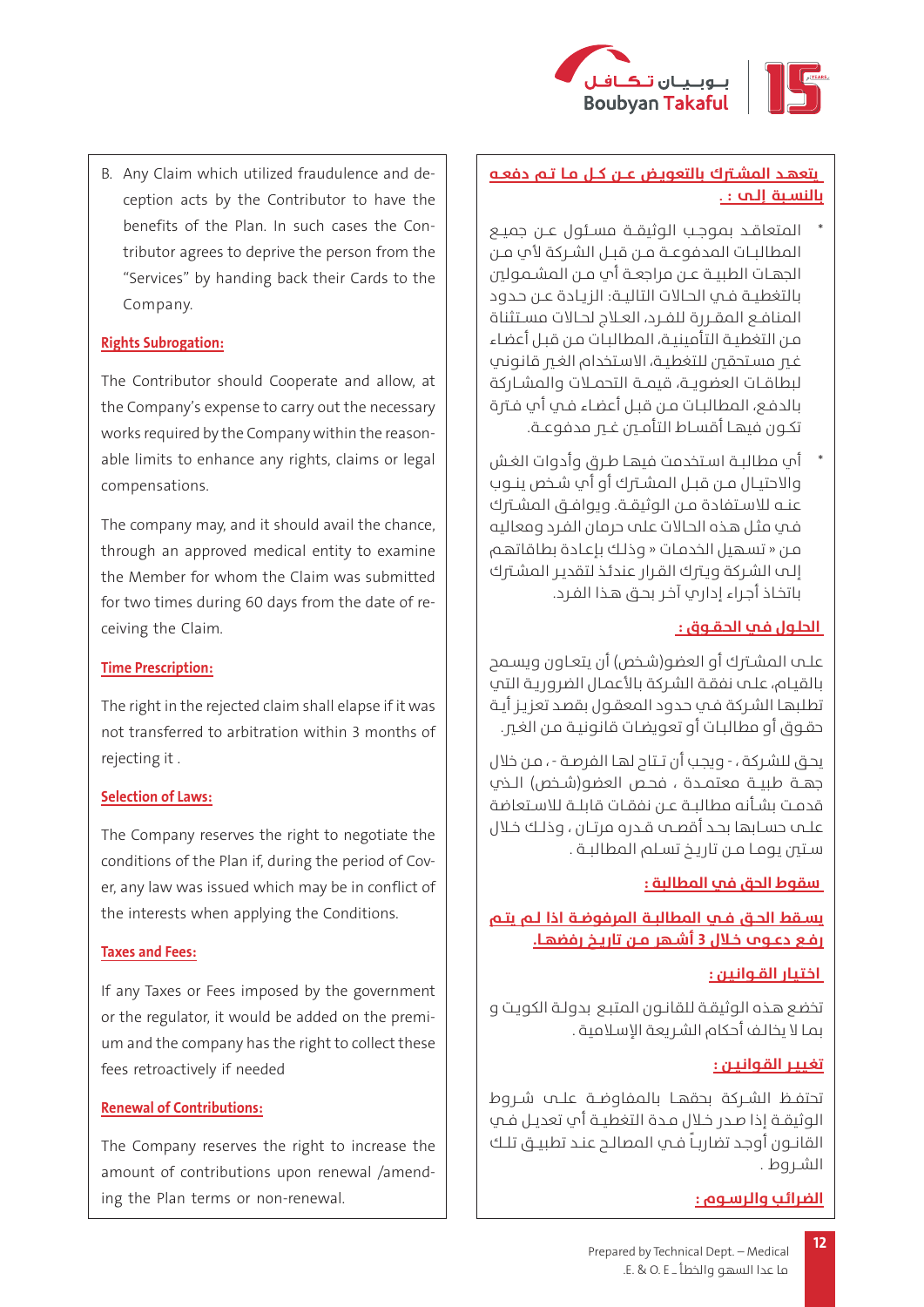B. Any Claim which utilized fraudulence and deception acts by the Contributor to have the benefits of the Plan. In such cases the Contributor agrees to deprive the person from the "Services" by handing back their Cards to the Company.

**Rights Subrogation:**

The Contributor should Cooperate and allow, at the Company's expense to carry out the necessary works required by the Company within the reasonable limits to enhance any rights, claims or legal compensations.

The company may, and it should avail the chance, through an approved medical entity to examine the Member for whom the Claim was submitted for two times during 60 days from the date of receiving the Claim.

**Time Prescription:**

The right in the rejected claim shall elapse if it was not transferred to arbitration within 3 months of rejecting it .

**Selection of Laws:**

The Company reserves the right to negotiate the conditions of the Plan if, during the period of Cover, any law was issued which may be in conflict of the interests when applying the Conditions.

**Taxes and Fees:**

If any Taxes or Fees imposed by the government or the regulator, it would be added on the premium and the company has the right to collect these fees retroactively if needed

**Renewal of Contributions:**

The Company reserves the right to increase the amount of contributions upon renewal /amending the Plan terms or non-renewal.

**يتعهد المشترك بالتعويض عن كل ما تم دفعه بالنسبة إلى :**

* المتعاقد بموجب الوثيقة مسئول عن جميع المطالبات المدفوعة من قبل الشركة لأي من الجهات الطبية عن مراجعة أي من المشمولين بالتغطية في الحالات التالية: الزيادة عن حدود المنافع المقررة للفرد، العلاج لحالات مستثناة من التغطية التأمينية، المطالبات من قبل أعضاء غير مستحقين للتغطية، الاستخدام الغير قانوني لبطاقات العضوية، قيمة التحملات والمشاركة بالدفع، المطالبات من قبل أعضاء في أي فترة تكون فيها أقساط التأمين غير مدفوعة.
* أي مطالبة استخدمت فيها طرق وأدوات الغش والاحتيال من قبل المشترك أو أي شخص ينوب عنه للاستفادة من الوثيقة. ويوافق المشترك في مثل هذه الحالات على حرمان الفرد ومعاليه من « تسهيل الخدمات » وذلك بإعادة بطاقاتهم إلى الشركة ويترك القرار عندئذ لتقدير المشترك باتخاذ أجراء إداري آخر بحق هذا الفرد.

**الحلول في الحقوق :**

على المشترك أو العضو(شخص) أن يتعاون ويسمح بالقيام، على نفقة الشركة بالأعمال الضرورية التي تطلبها الشركة في حدود المعقول بقصد تعزيز أية حقوق أو مطالبات أو تعويضات قانونية من الغير.

يحق للشركة ، - ويجب أن تتاح لها الفرصة - ، من خلال جهة طبية معتمدة ، فحص العضو(شخص) الذي قدمت بشأنه مطالبة عن نفقات قابلة للاستعاضة على حسابها بحد أقصى قدره مرتان ، وذلك خلال ستين يوما من تاريخ تسلم المطالبة .

**سقوط الحق في المطالبة :**

**يسقط الحق في المطالبة المرفوضة اذا لم يتم رفع دعوى خلال 3 أشهر من تاريخ رفضها.**

**اختيار القوانين :**

تخضع هذه الوثيقة للقانون المتبع بدولة الكويت و بما لا يخالف أحكام الشريعة الإسلامية .

**تغيير القوانين :**

تحتفظ الشركة بحقها بالمفاوضة على شروط الوثيقة إذا صدر خلال مدة التغطية أي تعديل في القانون أوجد تضارباً في المصالح عند تطبيق تلك الشروط .

**الضرائب والرسوم :**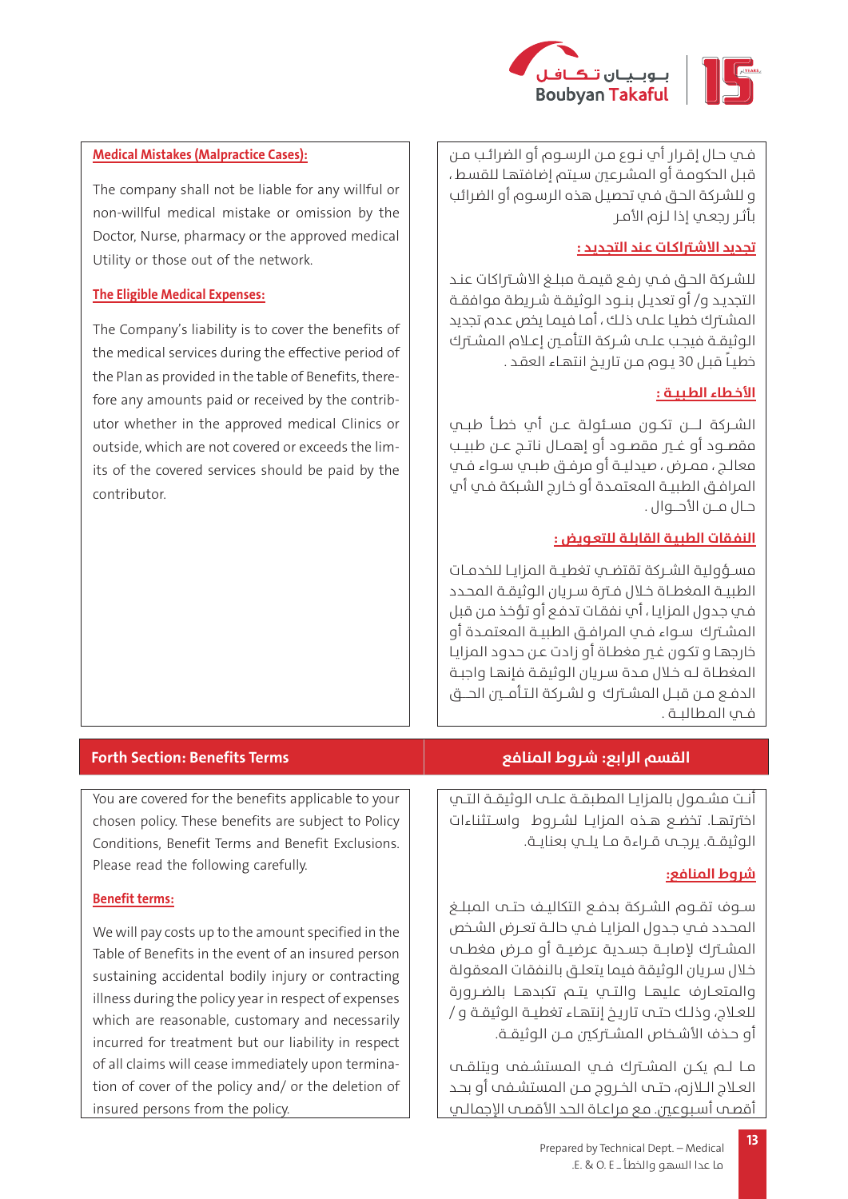**Medical Mistakes (Malpractice Cases):**

The company shall not be liable for any willful or non-willful medical mistake or omission by the Doctor, Nurse, pharmacy or the approved medical Utility or those out of the network.

**The Eligible Medical Expenses:**

The Company's liability is to cover the benefits of the medical services during the effective period of the Plan as provided in the table of Benefits, therefore any amounts paid or received by the contributor whether in the approved medical Clinics or outside, which are not covered or exceeds the limits of the covered services should be paid by the contributor.

في حال إقرار أي نوع من الرسوم أو الضرائب من قبل الحكومة أو المشرعين سيتم إضافتها للقسط ، و للشركة الحق في تحصيل هذه الرسوم أو الضرائب بأثر رجعي إذا لزم الأمر

**تجديد الاشتراكات عند التجديد :**

للشركة الحق في رفع قيمة مبلغ الاشتراكات عند التجديد و/ أو تعديل بنود الوثيقة شريطة موافقة المشترك خطيا على ذلك ، أما فيما يخص عدم تجديد الوثيقة فيجب على شركة التأمين إعلام المشترك خطياً قبل 30 يوم من تاريخ انتهاء العقد .

**الأخطاء الطبية :**

الشركة لن تكون مسئولة عن أي خطأ طبي مقصود أو غير مقصود أو إهمال ناتج عن طبيب معالج ، ممرض ، صيدلية أو مرفق طبي سواء في المرافق الطبية المعتمدة أو خارج الشبكة في أي حال من الأحوال .

**النفقات الطبية القابلة للتعويض :**

مسؤولية الشركة تقتضي تغطية المزايا للخدمات الطبية المغطاة خلال فترة سريان الوثيقة المحدد في جدول المزايا ، أي نفقات تدفع أو تؤخذ من قبل المشترك سواء في المرافق الطبية المعتمدة أو خارجها و تكون غير مغطاة أو زادت عن حدود المزايا المغطاة له خلال مدة سريان الوثيقة فإنها واجبة الدفع من قبل المشترك و لشركة التأمين الحق في المطالبة .

## Forth Section: Benefits Terms

You are covered for the benefits applicable to your chosen policy. These benefits are subject to Policy Conditions, Benefit Terms and Benefit Exclusions. Please read the following carefully.

**Benefit terms:**

We will pay costs up to the amount specified in the Table of Benefits in the event of an insured person sustaining accidental bodily injury or contracting illness during the policy year in respect of expenses which are reasonable, customary and necessarily incurred for treatment but our liability in respect of all claims will cease immediately upon termination of cover of the policy and/ or the deletion of insured persons from the policy.

## القسم الرابع: شروط المنافع

أنت مشمول بالمزايا المطبقة على الوثيقة التي اخترتها. تخضع هذه المزايا لشروط واستثناءات الوثيقة. يرجى قراءة ما يلي بعناية.

**شروط المنافع:**

سوف تقوم الشركة بدفع التكاليف حتى المبلغ المحدد في جدول المزايا في حالة تعرض الشخص المشترك لإصابة جسدية عرضية أو مرض مغطى خلال سريان الوثيقة فيما يتعلق بالنفقات المعقولة والمتعارف عليها والتي يتم تكبدها بالضرورة للعلاج، وذلك حتى تاريخ إنتهاء تغطية الوثيقة و / أو حذف الأشخاص المشتركين من الوثيقة.

ما لم يكن المشترك في المستشفى ويتلقى العلاج اللازم، حتى الخروج من المستشفى أو بحد أقصى أسبوعين. مع مراعاة الحد الأقصى الإجمالي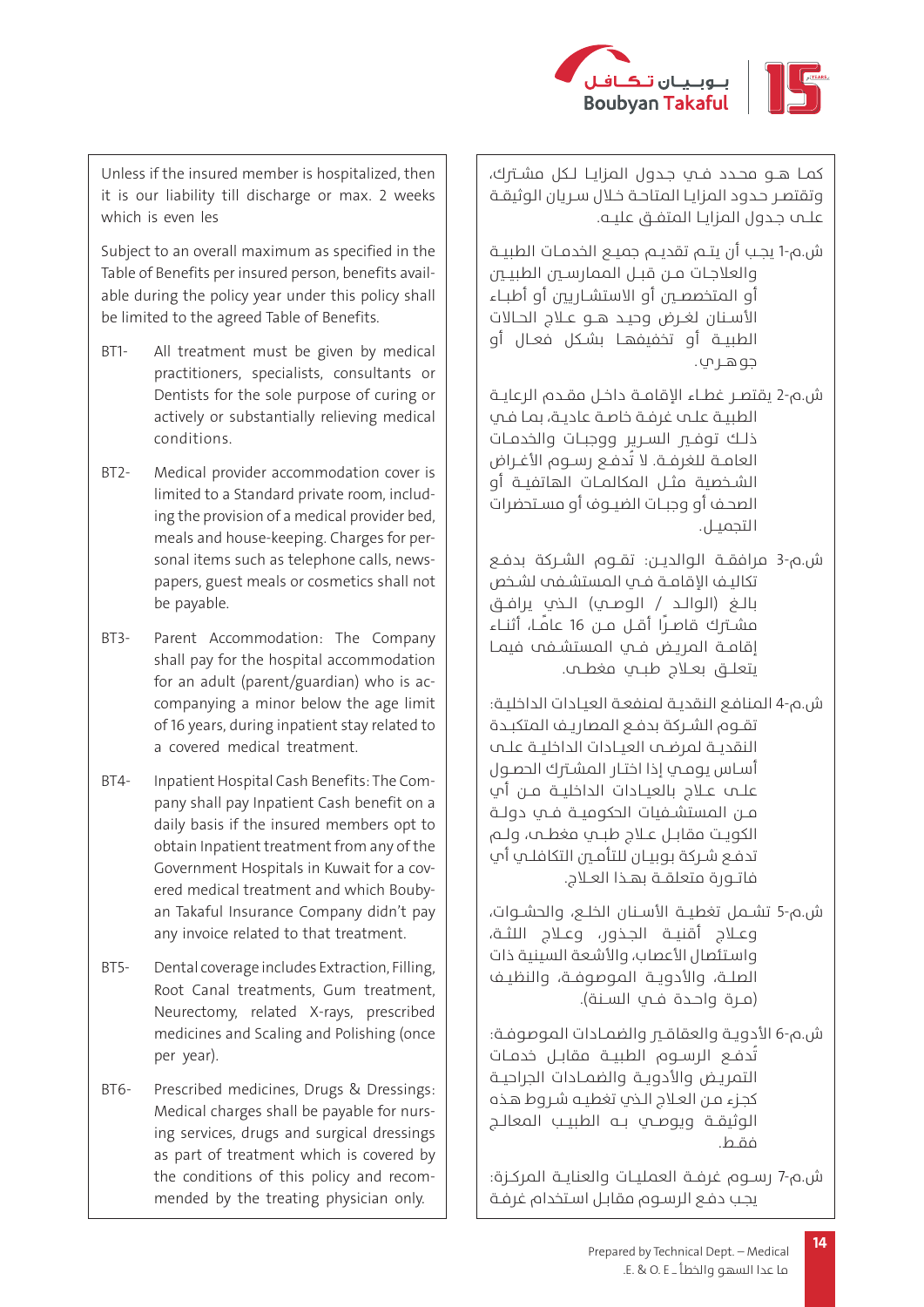Unless if the insured member is hospitalized, then it is our liability till discharge or max. 2 weeks which is even les

Subject to an overall maximum as specified in the Table of Benefits per insured person, benefits available during the policy year under this policy shall be limited to the agreed Table of Benefits.

BT1- All treatment must be given by medical practitioners, specialists, consultants or Dentists for the sole purpose of curing or actively or substantially relieving medical conditions.

BT2- Medical provider accommodation cover is limited to a Standard private room, including the provision of a medical provider bed, meals and house-keeping. Charges for personal items such as telephone calls, newspapers, guest meals or cosmetics shall not be payable.

BT3- Parent Accommodation: The Company shall pay for the hospital accommodation for an adult (parent/guardian) who is accompanying a minor below the age limit of 16 years, during inpatient stay related to a covered medical treatment.

BT4- Inpatient Hospital Cash Benefits: The Company shall pay Inpatient Cash benefit on a daily basis if the insured members opt to obtain Inpatient treatment from any of the Government Hospitals in Kuwait for a covered medical treatment and which Boubyan Takaful Insurance Company didn't pay any invoice related to that treatment.

BT5- Dental coverage includes Extraction, Filling, Root Canal treatments, Gum treatment, Neurectomy, related X-rays, prescribed medicines and Scaling and Polishing (once per year).

BT6- Prescribed medicines, Drugs & Dressings: Medical charges shall be payable for nursing services, drugs and surgical dressings as part of treatment which is covered by the conditions of this policy and recommended by the treating physician only.

كما هو محدد في جدول المزايا لكل مشترك، وتقتصر حدود المزايا المتاحة خلال سريان الوثيقة على جدول المزايا المتفق عليه.

ش.م-1 يجب أن يتم تقديم جميع الخدمات الطبية والعلاجات من قبل الممارسين الطبيين أو المتخصصين أو الاستشاريين أو أطباء الأسنان لغرض وحيد هو علاج الحالات الطبية أو تخفيفها بشكل فعال أو جوهري.

ش.م-2 يقتصر غطاء الإقامة داخل مقدم الرعاية الطبية على غرفة خاصة عادية، بما في ذلك توفير السرير ووجبات والخدمات العامة للغرفة. لا تُدفع رسوم الأغراض الشخصية مثل المكالمات الهاتفية أو الصحف أو وجبات الضيوف أو مستحضرات التجميل.

ش.م-3 مرافقة الوالدين: تقوم الشركة بدفع تكاليف الإقامة في المستشفى لشخص بالغ (الوالد / الوصي) الذي يرافق مشترك قاصرًا أقل من 16 عامًا، أثناء إقامة المريض في المستشفى فيما يتعلق بعلاج طبي مغطى.

ش.م-4 المنافع النقدية لمنفعة العيادات الداخلية: تقوم الشركة بدفع المصاريف المتكبدة النقدية لمرضى العيادات الداخلية على أساس يومي إذا اختار المشترك الحصول على علاج بالعيادات الداخلية من أي من المستشفيات الحكومية في دولة الكويت مقابل علاج طبي مغطى، ولم تدفع شركة بوبيان للتأمين التكافلي أي فاتورة متعلقة بهذا العلاج.

ش.م-5 تشمل تغطية الأسنان الخلع، والحشوات، وعلاج أقنية الجذور، وعلاج اللثة، واستئصال الأعصاب، والأشعة السينية ذات الصلة، والأدوية الموصوفة، والتنظيف (مرة واحدة في السنة).

ش.م-6 الأدوية والعقاقير والضمادات الموصوفة: تُدفع الرسوم الطبية مقابل خدمات التمريض والأدوية والضمادات الجراحية كجزء من العلاج الذي تغطيه شروط هذه الوثيقة ويوصي به الطبيب المعالج فقط.

ش.م-7 رسوم غرفة العمليات والعناية المركزة: يجب دفع الرسوم مقابل استخدام غرفة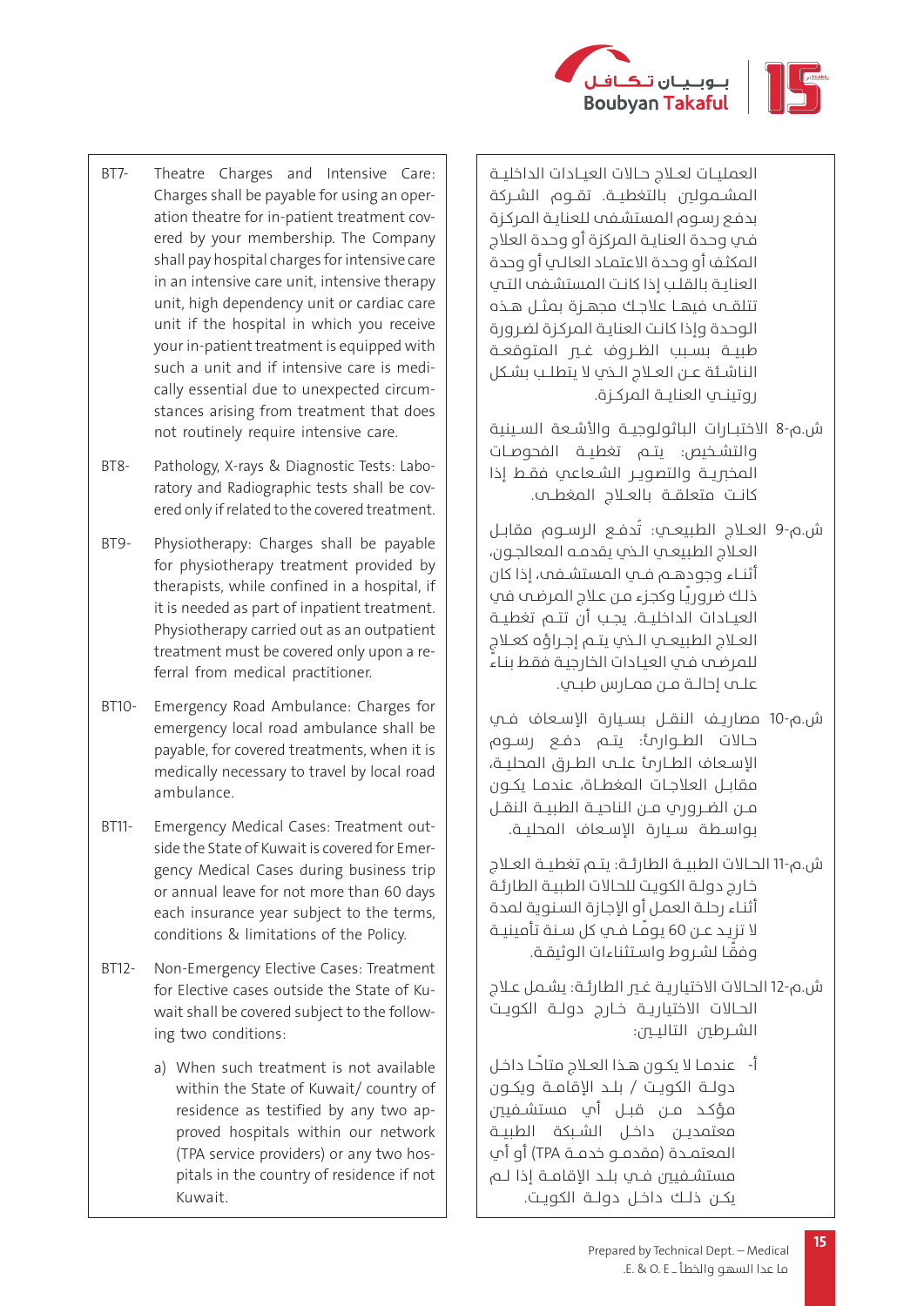BT7- Theatre Charges and Intensive Care: Charges shall be payable for using an operation theatre for in-patient treatment covered by your membership. The Company shall pay hospital charges for intensive care in an intensive care unit, intensive therapy unit, high dependency unit or cardiac care unit if the hospital in which you receive your in-patient treatment is equipped with such a unit and if intensive care is medically essential due to unexpected circumstances arising from treatment that does not routinely require intensive care.

BT8- Pathology, X-rays & Diagnostic Tests: Laboratory and Radiographic tests shall be covered only if related to the covered treatment.

BT9- Physiotherapy: Charges shall be payable for physiotherapy treatment provided by therapists, while confined in a hospital, if it is needed as part of inpatient treatment. Physiotherapy carried out as an outpatient treatment must be covered only upon a referral from medical practitioner.

BT10- Emergency Road Ambulance: Charges for emergency local road ambulance shall be payable, for covered treatments, when it is medically necessary to travel by local road ambulance.

BT11- Emergency Medical Cases: Treatment outside the State of Kuwait is covered for Emergency Medical Cases during business trip or annual leave for not more than 60 days each insurance year subject to the terms, conditions & limitations of the Policy.

BT12- Non-Emergency Elective Cases: Treatment for Elective cases outside the State of Kuwait shall be covered subject to the following two conditions:

a) When such treatment is not available within the State of Kuwait/ country of residence as testified by any two approved hospitals within our network (TPA service providers) or any two hospitals in the country of residence if not Kuwait.

العمليات لعلاج حالات العيادات الداخلية المشمولين بالتغطية. تقوم الشركة بدفع رسوم المستشفى للعناية المركزة في وحدة العناية المركزة أو وحدة العلاج المكثف أو وحدة الاعتماد العالي أو وحدة العناية بالقلب إذا كانت المستشفى التي تتلقى فيها علاجك مجهزة بمثل هذه الوحدة وإذا كانت العناية المركزة لضرورة طبية بسبب الظروف غير المتوقعة الناشئة عن العلاج الذي لا يتطلب بشكل روتيني العناية المركزة.

ش.م-8 الاختبارات الباثولوجية والأشعة السينية والتشخيص: يتم تغطية الفحوصات المخبرية والتصوير الشعاعي فقط إذا كانت متعلقة بالعلاج المغطى.

ش.م-9 العلاج الطبيعي: تُدفع الرسوم مقابل العلاج الطبيعي الذي يقدمه المعالجون، أثناء وجودهم في المستشفى، إذا كان ذلك ضروريًا وكجزء من علاج المرضى في العيادات الداخلية. يجب أن تتم تغطية العلاج الطبيعي الذي يتم إجراؤه كعلاج للمرضى في العيادات الخارجية فقط بناءً على إحالة من ممارس طبي.

ش.م-10 مصاريف النقل بسيارة الإسعاف في حالات الطوارئ: يتم دفع رسوم الإسعاف الطارئ على الطرق المحلية، مقابل العلاجات المغطاة، عندما يكون من الضروري من الناحية الطبية النقل بواسطة سيارة الإسعاف المحلية.

ش.م-11 الحالات الطبية الطارئة: يتم تغطية العلاج خارج دولة الكويت للحالات الطبية الطارئة أثناء رحلة العمل أو الإجازة السنوية لمدة لا تزيد عن 60 يومًا في كل سنة تأمينية وفقًا لشروط واستثناءات الوثيقة.

ش.م-12 الحالات الاختيارية غير الطارئة: يشمل علاج الحالات الاختيارية خارج دولة الكويت الشرطين التاليين:

أ- عندما لا يكون هذا العلاج متاحًا داخل دولة الكويت / بلد الإقامة ويكون مؤكد من قبل أي مستشفيين معتمدين داخل الشبكة الطبية المعتمدة (مقدمو خدمة TPA) أو أي مستشفيين في بلد الإقامة إذا لم يكن ذلك داخل دولة الكويت.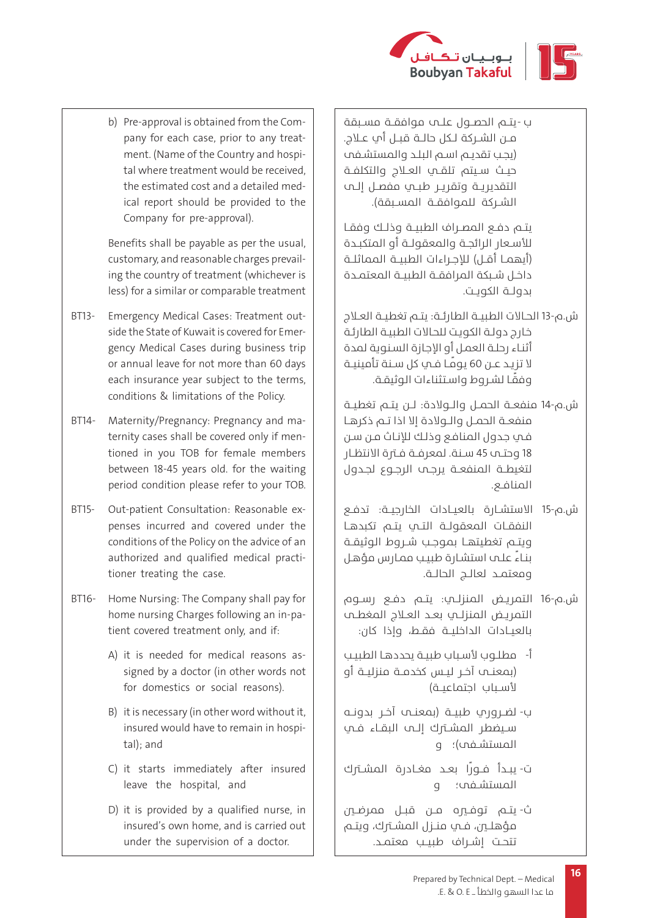b) Pre-approval is obtained from the Company for each case, prior to any treatment. (Name of the Country and hospital where treatment would be received, the estimated cost and a detailed medical report should be provided to the Company for pre-approval).

Benefits shall be payable as per the usual, customary, and reasonable charges prevailing the country of treatment (whichever is less) for a similar or comparable treatment

BT13- Emergency Medical Cases: Treatment outside the State of Kuwait is covered for Emergency Medical Cases during business trip or annual leave for not more than 60 days each insurance year subject to the terms, conditions & limitations of the Policy.

BT14- Maternity/Pregnancy: Pregnancy and maternity cases shall be covered only if mentioned in you TOB for female members between 18-45 years old. for the waiting period condition please refer to your TOB.

BT15- Out-patient Consultation: Reasonable expenses incurred and covered under the conditions of the Policy on the advice of an authorized and qualified medical practitioner treating the case.

BT16- Home Nursing: The Company shall pay for home nursing Charges following an in-patient covered treatment only, and if:

A) it is needed for medical reasons assigned by a doctor (in other words not for domestics or social reasons).

B) it is necessary (in other word without it, insured would have to remain in hospital); and

C) it starts immediately after insured leave the hospital, and

D) it is provided by a qualified nurse, in insured's own home, and is carried out under the supervision of a doctor.

ب -يتم الحصول على موافقة مسبقة من الشركة لكل حالة قبل أي علاج. (يجب تقديم اسم البلد والمستشفى حيث سيتم تلقي العلاج والتكلفة التقديرية وتقرير طبي مفصل إلى الشركة للموافقة المسبقة).

يتم دفع المصراف الطبية وذلك وفقا للأسعار الرائجة والمعقولة أو المتكبدة (أيهما أقل) للإجراءات الطبية المماثلة داخل شبكة المرافقة الطبية المعتمدة بدولة الكويت.

ش.م-13 الحالات الطبية الطارئة: يتم تغطية العلاج خارج دولة الكويت للحالات الطبية الطارئة أثناء رحلة العمل أو الإجازة السنوية لمدة لا تزيد عن 60 يومًا في كل سنة تأمينية وفقًا لشروط واستثناءات الوثيقة.

ش.م-14 منفعة الحمل والولادة: لن يتم تغطية منفعة الحمل والولادة إلا اذا تم ذكرها في جدول المنافع وذلك للإناث من سن 18 وحتى 45 سنة. لمعرفة فترة الانتظار لتغيطة المنفعة يرجى الرجوع لجدول المنافع.

ش.م-15 الاستشارة بالعيادات الخارجية: تدفع النفقات المعقولة التي يتم تكبدها ويتم تغطيتها بموجب شروط الوثيقة بناءً على استشارة طبيب ممارس مؤهل ومعتمد لعالج الحالة.

ش.م-16 التمريض المنزلي: يتم دفع رسوم التمريض المنزلي بعد العلاج المغطى بالعيادات الداخلية فقط، وإذا كان:

أ- مطلوب لأسباب طبية يحددها الطبيب (بمعنى آخر ليس كخدمة منزلية أو لأسباب اجتماعية)

ب- لضروري طبية (بمعنى آخر بدونه سيضطر المشترك إلى البقاء في المستشفى)؛ و

ت- يبدأ فورًا بعد مغادرة المشترك المستشفى؛ و

ث- يتم توفيره من قبل ممرضين مؤهلين، في منزل المشترك، ويتم تتحت إشراف طبيب معتمد.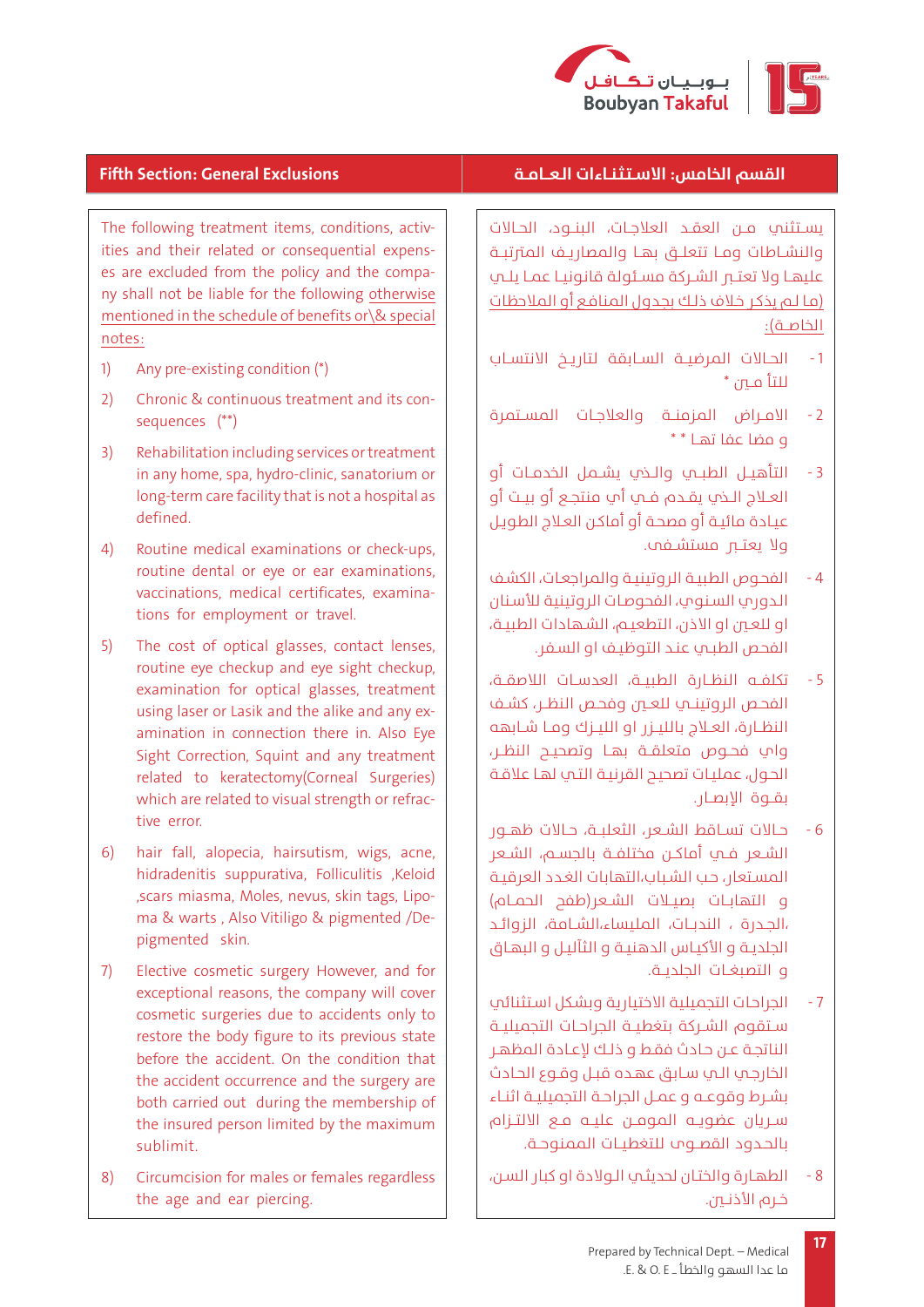## Fifth Section: General Exclusions

The following treatment items, conditions, activities and their related or consequential expenses are excluded from the policy and the company shall not be liable for the following otherwise mentioned in the schedule of benefits or\& special notes:

1) Any pre-existing condition (*)
2) Chronic & continuous treatment and its consequences (**)
3) Rehabilitation including services or treatment in any home, spa, hydro-clinic, sanatorium or long-term care facility that is not a hospital as defined.
4) Routine medical examinations or check-ups, routine dental or eye or ear examinations, vaccinations, medical certificates, examinations for employment or travel.
5) The cost of optical glasses, contact lenses, routine eye checkup and eye sight checkup, examination for optical glasses, treatment using laser or Lasik and the alike and any examination in connection there in. Also Eye Sight Correction, Squint and any treatment related to keratectomy(Corneal Surgeries) which are related to visual strength or refractive error.
6) hair fall, alopecia, hairsutism, wigs, acne, hidradenitis suppurativa, Folliculitis ,Keloid ,scars miasma, Moles, nevus, skin tags, Lipoma & warts , Also Vitiligo & pigmented /Depigmented skin.
7) Elective cosmetic surgery However, and for exceptional reasons, the company will cover cosmetic surgeries due to accidents only to restore the body figure to its previous state before the accident. On the condition that the accident occurrence and the surgery are both carried out during the membership of the insured person limited by the maximum sublimit.
8) Circumcision for males or females regardless the age and ear piercing.

## القسم الخامس: الاستثناءات العامة

يستثني من العقد العلاجات، البنود، الحالات والنشاطات وما تتعلق بها والمصاريف المترتبة عليها ولا تعتبر الشركة مسئولة قانونيا عما يلي (ما لم يذكر خلاف ذلك بجدول المنافع أو الملاحظات الخاصة):

1- الحالات المرضية السابقة لتاريخ الانتساب للتأمين *
2- الامراض المزمنة والعلاجات المستمرة و مضاعفا تها **
3- التأهيل الطبي والذي يشمل الخدمات أو العلاج الذي يقدم في أي منتجع أو بيت أو عيادة مائية أو مصحة أو أماكن العلاج الطويل ولا يعتبر مستشفى.
4- الفحوص الطبية الروتينية والمراجعات، الكشف الدوري السنوي، الفحوصات الروتينية للأسنان او للعين او الاذن، التطعيم، الشهادات الطبية، الفحص الطبي عند التوظيف او السفر.
5- تكلفة النظارة الطبية، العدسات اللاصقة، الفحص الروتيني للعين وفحص النظر، كشف النظارة، العلاج بالليزر او الليزك وما شابهه واي فحوص متعلقة بها وتصحيح النظر، الحول، عمليات تصحيح القرنية التي لها علاقة بقوة الإبصار.
6- حالات تساقط الشعر، الثعلبة، حالات ظهور الشعر في أماكن مختلفة بالجسم، الشعر المستعار، حب الشباب،التهابات الغدد العرقية و التهابات بصيلات الشعر(طفح الحمام) ،الجدرة ، الندبات، المليساء،الشامة، الزوائد الجلدية و الأكياس الدهنية و الثآليل و البهاق و التصبغات الجلدية.
7- الجراحات التجميلية الاختيارية وبشكل استثنائي ستقوم الشركة بتغطية الجراحات التجميلية الناتجة عن حادث فقط و ذلك لإعادة المظهر الخارجي الي سابق عهده قبل وقوع الحادث بشرط وقوعه و عمل الجراحة التجميلية اثناء سريان عضوية المومن عليه مع الالتزام بالحدود القصوى للتغطيات الممنوحة.
8- الطهارة والختان لحديثي الولادة او كبار السن، خرم الأذنين.

Prepared by Technical Dept. – Medical
E. & O. E ـ ما عدا السهو والخطأ.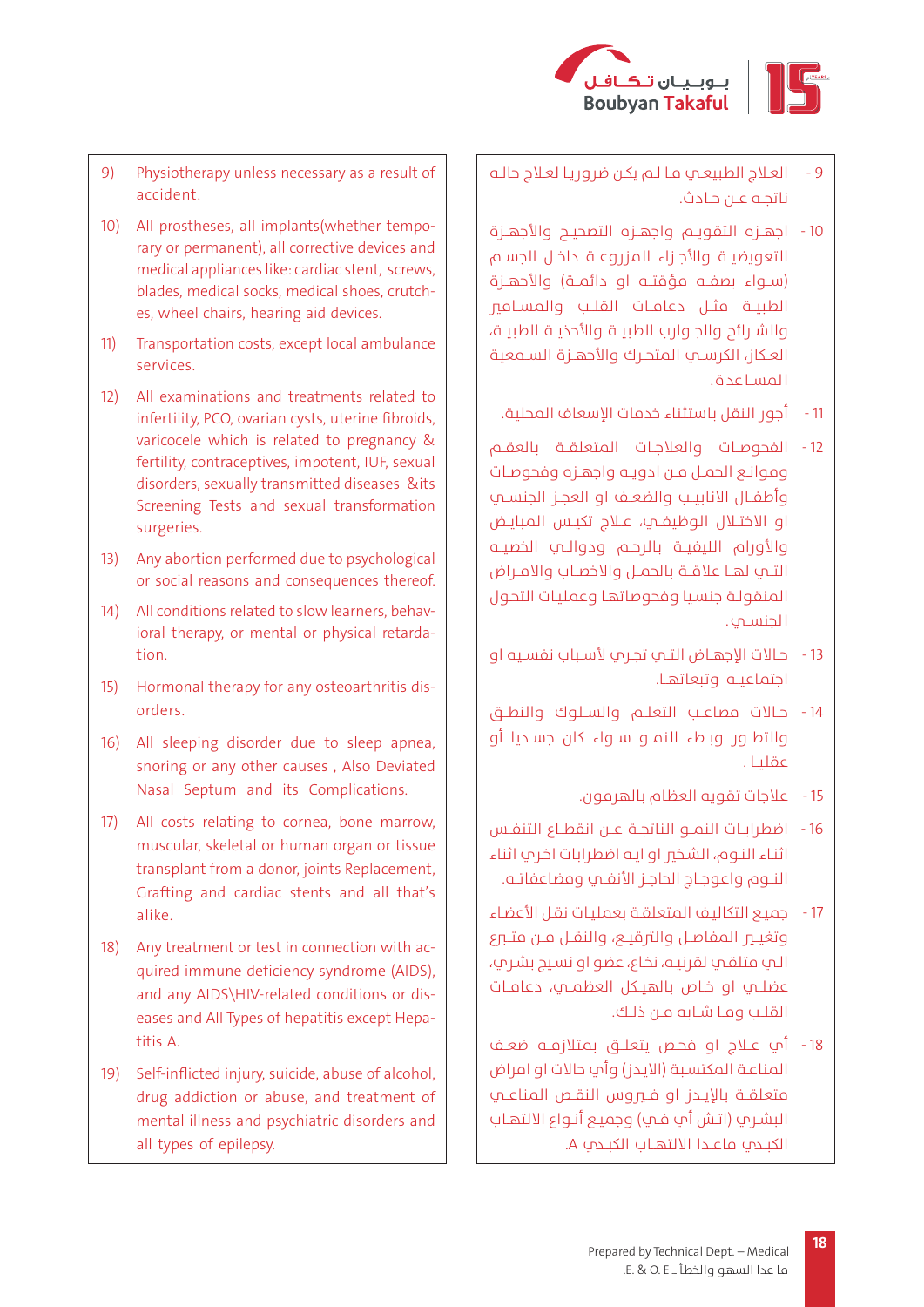9) Physiotherapy unless necessary as a result of accident.

10) All prostheses, all implants(whether temporary or permanent), all corrective devices and medical appliances like: cardiac stent, screws, blades, medical socks, medical shoes, crutches, wheel chairs, hearing aid devices.

11) Transportation costs, except local ambulance services.

12) All examinations and treatments related to infertility, PCO, ovarian cysts, uterine fibroids, varicocele which is related to pregnancy & fertility, contraceptives, impotent, IUF, sexual disorders, sexually transmitted diseases &its Screening Tests and sexual transformation surgeries.

13) Any abortion performed due to psychological or social reasons and consequences thereof.

14) All conditions related to slow learners, behavioral therapy, or mental or physical retardation.

15) Hormonal therapy for any osteoarthritis disorders.

16) All sleeping disorder due to sleep apnea, snoring or any other causes , Also Deviated Nasal Septum and its Complications.

17) All costs relating to cornea, bone marrow, muscular, skeletal or human organ or tissue transplant from a donor, joints Replacement, Grafting and cardiac stents and all that's alike.

18) Any treatment or test in connection with acquired immune deficiency syndrome (AIDS), and any AIDS\HIV-related conditions or diseases and All Types of hepatitis except Hepatitis A.

19) Self-inflicted injury, suicide, abuse of alcohol, drug addiction or abuse, and treatment of mental illness and psychiatric disorders and all types of epilepsy.

9 - العلاج الطبيعي ما لم يكن ضروريا لعلاج حاله ناتجه عن حادث.

10 - اجهزه التقويم واجهزه التصحيح والأجهزة التعويضية والأجزاء المزروعة داخل الجسم (سواء بصفه مؤقته او دائمة) والأجهزة الطبية مثل دعامات القلب والمسامير والشرائح والجوارب الطبية والأحذية الطبية، العكاز، الكرسي المتحرك والأجهزة السمعية المساعدة.

11 - أجور النقل باستثناء خدمات الإسعاف المحلية.

12 - الفحوصات والعلاجات المتعلقة بالعقم وموانع الحمل من ادويه واجهزه وفحوصات وأطفال الانابيب والضعف او العجز الجنسي او الاختلال الوظيفي، علاج تكيس المبايض والأورام الليفية بالرحم ودوالي الخصيه التي لها علاقة بالحمل والاخصاب والامراض المنقولة جنسيا وفحوصاتها وعمليات التحول الجنسي.

13 - حالات الإجهاض التي تجري لأسباب نفسيه او اجتماعيه وتبعاتها.

14 - حالات مصاعب التعلم والسلوك والنطق والتطور وبطء النمو سواء كان جسديا أو عقليا .

15 - علاجات تقويه العظام بالهرمون.

16 - اضطرابات النمو الناتجة عن انقطاع التنفس اثناء النوم، الشخير او ايه اضطرابات اخرى اثناء النوم واعوجاج الحاجز الأنفي ومضاعفاته.

17 - جميع التكاليف المتعلقة بعمليات نقل الأعضاء وتغيير المفاصل والترقيع، والنقل من متبرع الى متلقي لقرنيه، نخاع، عضو او نسيج بشري، عضلي او خاص بالهيكل العظمي، دعامات القلب وما شابه من ذلك.

18 - أي علاج او فحص يتعلق بمتلازمه ضعف المناعة المكتسبة (الايدز) وأي حالات او امراض متعلقة بالإيدز او فيروس النقص المناعي البشري (اتش أي في) وجميع أنواع الالتهاب الكبدي ماعدا الالتهاب الكبدي A.

Prepared by Technical Dept. – Medical
ما عدا السهو والخطأ ـ E. & O. E.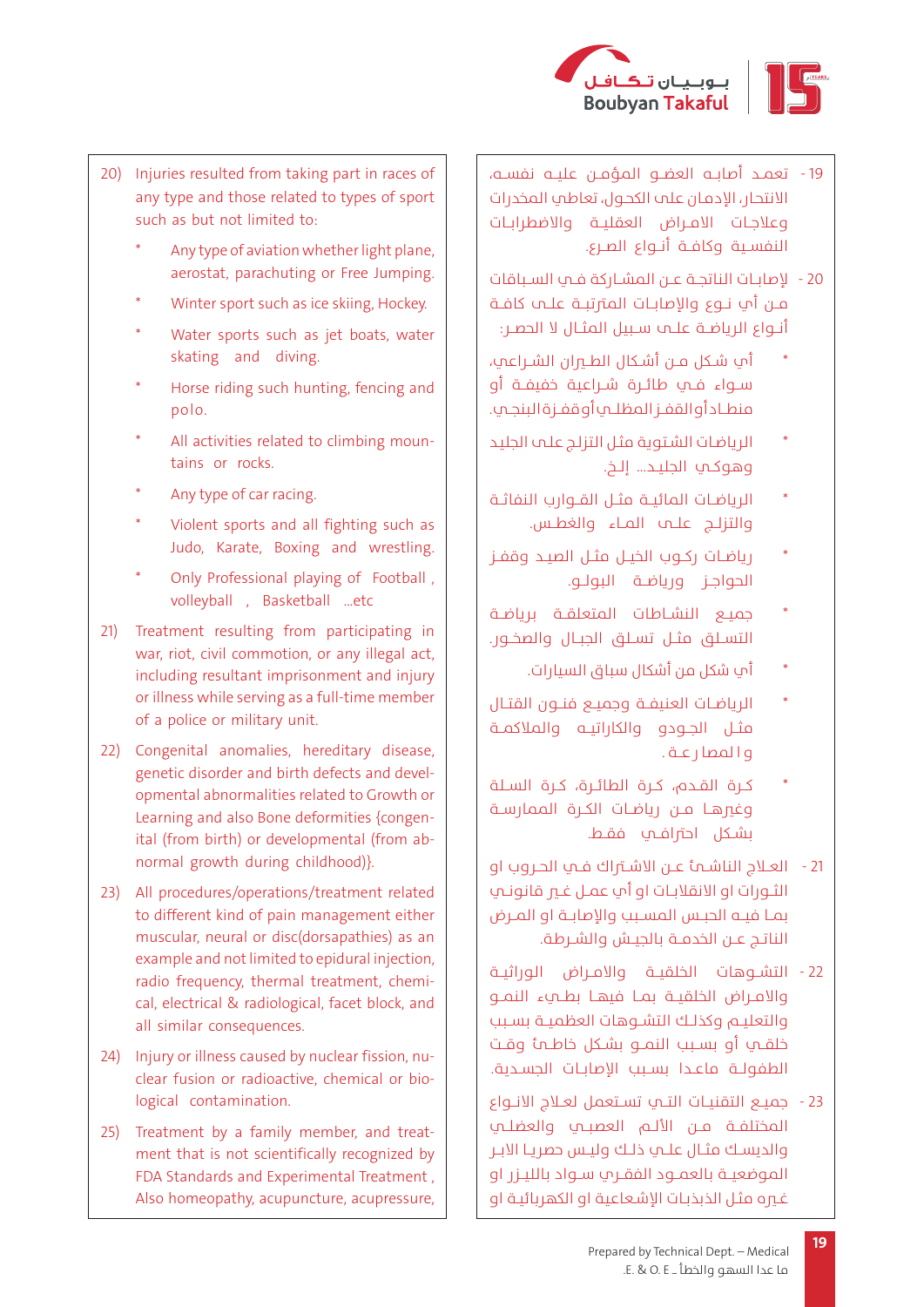20) Injuries resulted from taking part in races of any type and those related to types of sport such as but not limited to:

- * Any type of aviation whether light plane, aerostat, parachuting or Free Jumping.
- * Winter sport such as ice skiing, Hockey.
- * Water sports such as jet boats, water skating and diving.
- * Horse riding such hunting, fencing and polo.
- * All activities related to climbing mountains or rocks.
- * Any type of car racing.
- * Violent sports and all fighting such as Judo, Karate, Boxing and wrestling.
- * Only Professional playing of Football , volleyball , Basketball ...etc

21) Treatment resulting from participating in war, riot, civil commotion, or any illegal act, including resultant imprisonment and injury or illness while serving as a full-time member of a police or military unit.

22) Congenital anomalies, hereditary disease, genetic disorder and birth defects and developmental abnormalities related to Growth or Learning and also Bone deformities {congenital (from birth) or developmental (from abnormal growth during childhood)}.

23) All procedures/operations/treatment related to different kind of pain management either muscular, neural or disc(dorsapathies) as an example and not limited to epidural injection, radio frequency, thermal treatment, chemical, electrical & radiological, facet block, and all similar consequences.

24) Injury or illness caused by nuclear fission, nuclear fusion or radioactive, chemical or biological contamination.

25) Treatment by a family member, and treatment that is not scientifically recognized by FDA Standards and Experimental Treatment , Also homeopathy, acupuncture, acupressure,

19 - تعمد أصابة العضو المؤمن عليه نفسه، الانتحار، الإدمان على الكحول، تعاطي المخدرات وعلاجات الامراض العقلية والاضطرابات النفسية وكافة أنواع الصرع.

20 - لإصابات الناتجة عن المشاركة في السباقات من أي نوع والإصابات المترتبة على كافة أنواع الرياضة على سبيل المثال لا الحصر:

- * أي شكل من أشكال الطيران الشراعي، سواء في طائرة شراعية خفيفة أو منطاد أوالقفز المظلي أوقفزة البنجي.
- * الرياضات الشتوية مثل التزلج على الجليد وهوكي الجليد... إلخ.
- * الرياضات المائية مثل القوارب النفاثة والتزلج على الماء والغطس.
- * رياضات ركوب الخيل مثل الصيد وقفز الحواجز ورياضة البولو.
- * جميع النشاطات المتعلقة برياضة التسلق مثل تسلق الجبال والصخور.
- * أي شكل من أشكال سباق السيارات.
- * الرياضات العنيفة وجميع فنون القتال مثل الجودو والكاراتيه والملاكمة والمصارعة.
- * كرة القدم، كرة الطائرة، كرة السلة وغيرها من رياضات الكرة الممارسة بشكل احترافي فقط.

21 - العلاج الناشئ عن الاشتراك في الحروب او الثورات او الانقلابات او أي عمل غير قانوني بما فيه الحبس المسبب والإصابة او المرض الناتج عن الخدمة بالجيش والشرطة.

22 - التشوهات الخلقية والامراض الوراثية والامراض الخلقية بما فيها بطيء النمو والتعليم وكذلك التشوهات العظمية بسبب خلقي أو بسبب النمو بشكل خاطئ وقت الطفولة ماعدا بسبب الإصابات الجسدية.

23 - جميع التقنيات التي تستعمل لعلاج الانواع المختلفة من الألم العصبي والعضلي والديسك مثال على ذلك وليس حصريا الابر الموضعية بالعمود الفقري سواء بالليزر او غيره مثل الذبذبات الإشعاعية او الكهربائية او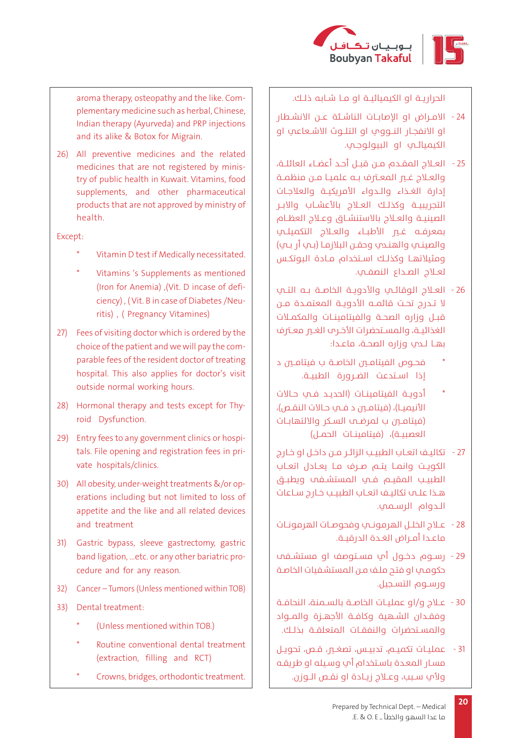الحرارية او الكيميائية او ما شابه ذلك.

24 - الامراض او الإصابات الناشئة عن الانشطار او الانفجار النووي او التلوث الاشعاعي او الكيميائي او البيولوجي.

25 - العلاج المقدم من قبل أحد أعضاء العائلة، والعلاج غير المعترف به علميا من منظمة إدارة الغذاء والدواء الأمريكية والعلاجات التجريبية وكذلك العلاج بالأعشاب والابر الصينية والعلاج بالاستنشاق وعلاج العظام بمعرفة غير الأطباء والعلاج التكميلي والصيني والهندي وحقن البلازما (بي أر بي) ومثيلاتها وكذلك استخدام مادة البوتكس لعلاج الصداع النصفي.

26 - العلاج الوقائي والأدوية الخاصة به التي لا تدرج تحت قائمة الأدوية المعتمدة من قبل وزاره الصحة والفيتامينات والمكملات الغذائية، والمستحضرات الأخرى الغير معترف بها لدى وزاره الصحة، ماعدا:

- * فحوص الفيتامين الخاصة ب فيتامين د إذا استدعت الضرورة الطبية.
- * أدوية الفيتامينات (الحديد في حالات الأنيميا)، (فيتامين د في حالات النقص)، (فيتامين ب لمرضى السكر والالتهابات العصبية)، (فيتامينات الحمل)

27 - تكاليف اتعاب الطبيب الزائر من داخل او خارج الكويت وانما يتم صرف ما يعادل اتعاب الطبيب المقيم في المستشفى ويطبق هذا على تكاليف اتعاب الطبيب خارج ساعات الدوام الرسمي.

28 - علاج الخلل الهرموني وفحوصات الهرمونات ماعدا أمراض الغدة الدرقية.

29 - رسوم دخول أي مستوصف او مستشفى حكومي او فتح ملف من المستشفيات الخاصة ورسوم التسجيل.

30 - علاج و/او عمليات الخاصة بالسمنة، النحافة وفقدان الشهية وكافة الأجهزة والمواد والمستحضرات والنفقات المتعلقة بذلك.

31 - عمليات تكميم، تدبيس، تصغير، قص، تحويل مسار المعدة باستخدام أي وسيله او طريقه ولأي سبب، وعلاج زيادة او نقص الوزن.

aroma therapy, osteopathy and the like. Complementary medicine such as herbal, Chinese, Indian therapy (Ayurveda) and PRP injections and its alike & Botox for Migrain.

26) All preventive medicines and the related medicines that are not registered by ministry of public health in Kuwait. Vitamins, food supplements, and other pharmaceutical products that are not approved by ministry of health.

Except:

- * Vitamin D test if Medically necessitated.
- * Vitamins 's Supplements as mentioned (Iron for Anemia) ,(Vit. D incase of deficiency) , ( Vit. B in case of Diabetes /Neuritis) , ( Pregnancy Vitamines)

27) Fees of visiting doctor which is ordered by the choice of the patient and we will pay the comparable fees of the resident doctor of treating hospital. This also applies for doctor's visit outside normal working hours.

28) Hormonal therapy and tests except for Thyroid Dysfunction.

29) Entry fees to any government clinics or hospitals. File opening and registration fees in private hospitals/clinics.

30) All obesity, under-weight treatments &/or operations including but not limited to loss of appetite and the like and all related devices and treatment

31) Gastric bypass, sleeve gastrectomy, gastric band ligation, ...etc. or any other bariatric procedure and for any reason.

32) Cancer – Tumors (Unless mentioned within TOB)

33) Dental treatment:

- * (Unless mentioned within TOB.)
- * Routine conventional dental treatment (extraction, filling and RCT)
- * Crowns, bridges, orthodontic treatment.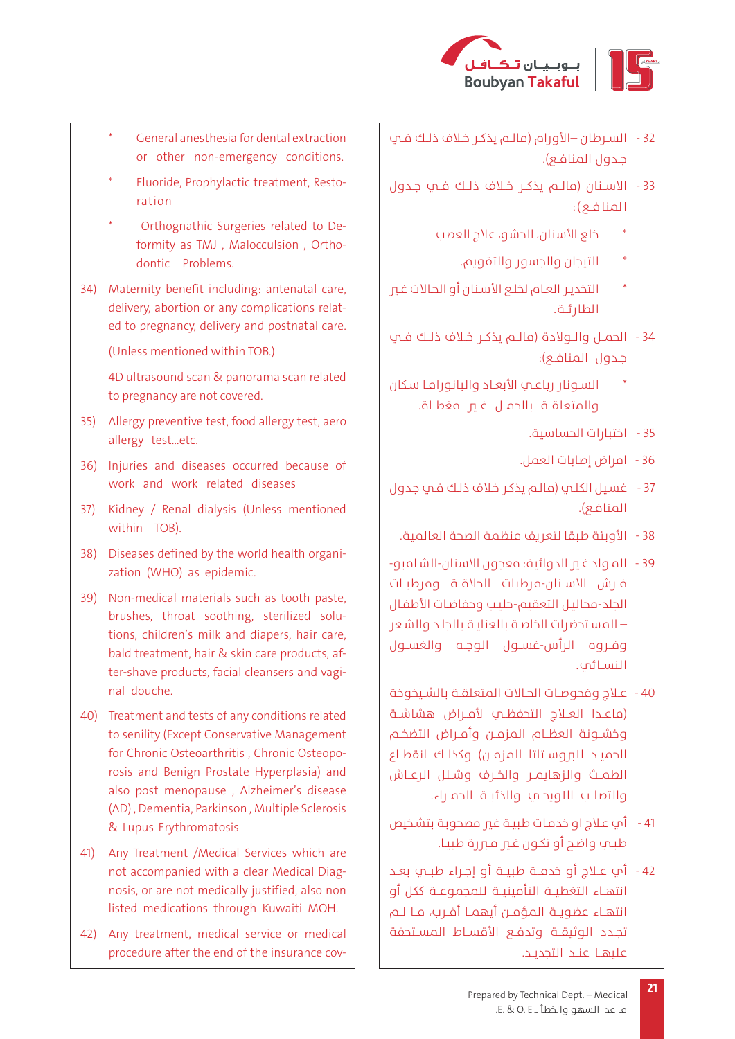* General anesthesia for dental extraction or other non-emergency conditions.
* Fluoride, Prophylactic treatment, Restoration
* Orthognathic Surgeries related to Deformity as TMJ , Malocculsion , Orthodontic Problems.

34) Maternity benefit including: antenatal care, delivery, abortion or any complications related to pregnancy, delivery and postnatal care.

(Unless mentioned within TOB.)

4D ultrasound scan & panorama scan related to pregnancy are not covered.

35) Allergy preventive test, food allergy test, aero allergy test...etc.

36) Injuries and diseases occurred because of work and work related diseases

37) Kidney / Renal dialysis (Unless mentioned within TOB).

38) Diseases defined by the world health organization (WHO) as epidemic.

39) Non-medical materials such as tooth paste, brushes, throat soothing, sterilized solutions, children's milk and diapers, hair care, bald treatment, hair & skin care products, after-shave products, facial cleansers and vaginal douche.

40) Treatment and tests of any conditions related to senility (Except Conservative Management for Chronic Osteoarthritis , Chronic Osteoporosis and Benign Prostate Hyperplasia) and also post menopause , Alzheimer's disease (AD) , Dementia, Parkinson , Multiple Sclerosis & Lupus Erythromatosis

41) Any Treatment /Medical Services which are not accompanied with a clear Medical Diagnosis, or are not medically justified, also non listed medications through Kuwaiti MOH.

42) Any treatment, medical service or medical procedure after the end of the insurance cov-

32 - السرطان –الأورام (مالم يذكر خلاف ذلك في جدول المنافع).

33 - الاسنان (مالم يذكر خلاف ذلك في جدول المنافع):

* خلع الأسنان، الحشو، علاج العصب
* التيجان والجسور والتقويم.
* التخدير العام لخلع الأسنان أو الحالات غير الطارئة.

34 - الحمل والولادة (مالم يذكر خلاف ذلك في جدول المنافع):

* السونار رباعي الأبعاد والبانوراما سكان والمتعلقة بالحمل غير مغطاة.

35 - اختبارات الحساسية.

36 - امراض إصابات العمل.

37 - غسيل الكلي (مالم يذكر خلاف ذلك في جدول المنافع).

38 - الأوبئة طبقا لتعريف منظمة الصحة العالمية.

39 - المواد غير الدوائية: معجون الاسنان-الشامبو-فرش الاسنان-مرطبات الحلاقة ومرطبات الجلد-محاليل التعقيم-حليب وحفاضات الأطفال –المستحضرات الخاصة بالعناية بالجلد والشعر وفروه الرأس-غسول الوجه والغسول النسائي.

40 - علاج وفحوصات الحالات المتعلقة بالشيخوخة (ماعدا العلاج التحفظي لأمراض هشاشة وخشونة العظام المزمن وأمراض التضخم الحميد للبروستاتا المزمن) وكذلك انقطاع الطمث والزهايمر والخرف وشلل الرعاش والتصلب اللويحي والذئبة الحمراء.

41 - أي علاج او خدمات طبية غير مصحوبة بتشخيص طبي واضح أو تكون غير مبررة طبيا.

42 - أي علاج أو خدمة طبية أو إجراء طبي بعد انتهاء التغطية التأمينية للمجموعة ككل أو انتهاء عضوية المؤمن أيهما أقرب، ما لم تجدد الوثيقة وتدفع الأقساط المستحقة عليها عند التجديد.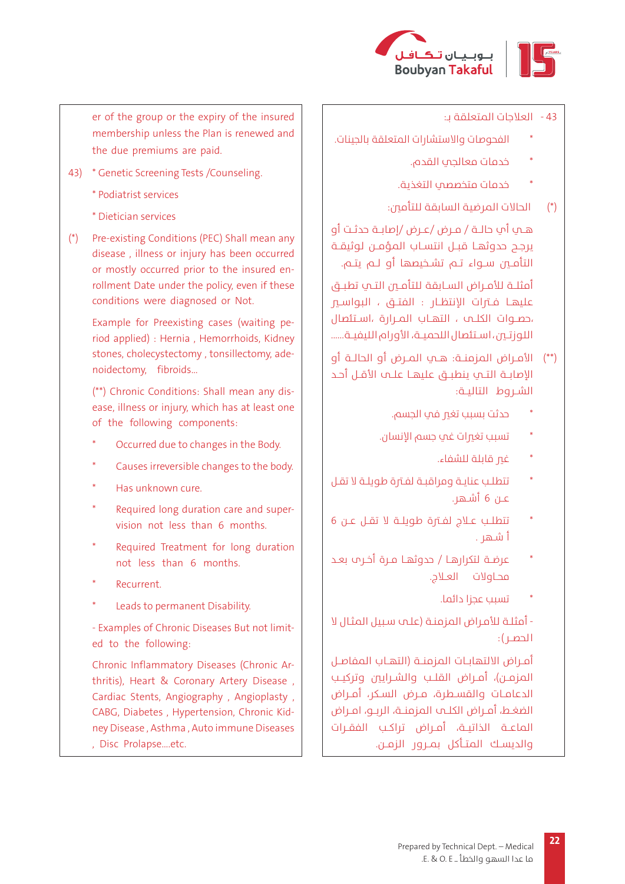er of the group or the expiry of the insured membership unless the Plan is renewed and the due premiums are paid.

43) * Genetic Screening Tests /Counseling.

* Podiatrist services

* Dietician services

(*) Pre-existing Conditions (PEC) Shall mean any disease , illness or injury has been occurred or mostly occurred prior to the insured enrollment Date under the policy, even if these conditions were diagnosed or Not.

Example for Preexisting cases (waiting period applied) : Hernia , Hemorrhoids, Kidney stones, cholecystectomy , tonsillectomy, adenoidectomy, fibroids...

(**) Chronic Conditions: Shall mean any disease, illness or injury, which has at least one of the following components:

* Occurred due to changes in the Body.
* Causes irreversible changes to the body.
* Has unknown cure.
* Required long duration care and supervision not less than 6 months.
* Required Treatment for long duration not less than 6 months.
* Recurrent.
* Leads to permanent Disability.

- Examples of Chronic Diseases But not limited to the following:

Chronic Inflammatory Diseases (Chronic Arthritis), Heart & Coronary Artery Disease , Cardiac Stents, Angiography , Angioplasty , CABG, Diabetes , Hypertension, Chronic Kidney Disease , Asthma , Auto immune Diseases , Disc Prolapse....etc.

43 - العلاجات المتعلقة بـ:

* الفحوصات والاستشارات المتعلقة بالجينات.
* خدمات معالجي القدم.
* خدمات متخصصي التغذية.

(*) الحالات المرضية السابقة للتأمين:

هـي أي حالـة / مـرض /عـرض /إصابـة حدثـت أو يرجـح حدوثهـا قبـل انتسـاب المؤمـن لوثيقـة التأمـين سـواء تـم تشـخيصها أو لـم يتـم.

أمثلـة للأمـراض السـابقة للتأمـين التـي تطبـق عليهـا فـترات الإنتظـار : الفتـق ، البواسـير ،حصـوات الكلـى ، التهـاب المـرارة ،استئصال اللوزتـين ،استئصال اللحميـة، الأورام الليفيـة......

(**) الأمـراض المزمنـة: هـي المـرض أو الحالـة أو الإصابـة التـي ينطبـق عليهـا علـى الأقـل أحـد الشـروط التاليـة:

* حدثت بسبب تغير في الجسم.
* تسبب تغيرات غي جسم الإنسان.
* غير قابلة للشفاء.
* تتطلـب عنايـة ومراقبـة لفـترة طويلـة لا تقـل عـن 6 أشـهر.
* تتطلـب عـلاج لفـترة طويلـة لا تقـل عـن 6 أ شـهر .
* عرضـة لتكرارهـا / حدوثهـا مـرة أخـرى بعـد محـاولات العـلاج.
* تسبب عجزا دائما.

- أمثلـة للأمـراض المزمنـة (علـى سـبيل المثـال لا الحصـر):

أمـراض الالتهابـات المزمنـة (التهـاب المفاصـل المزمـن)، أمـراض القلـب والشـرايين وتركيـب الدعامـات والقسـطرة، مـرض السـكر، أمـراض الضغـط، أمـراض الكلـى المزمنـة، الربـو، امـراض المناعـة الذاتيـة، أمـراض تراكـب الفقـرات والديسـك المتـآكل بمـرور الزمـن.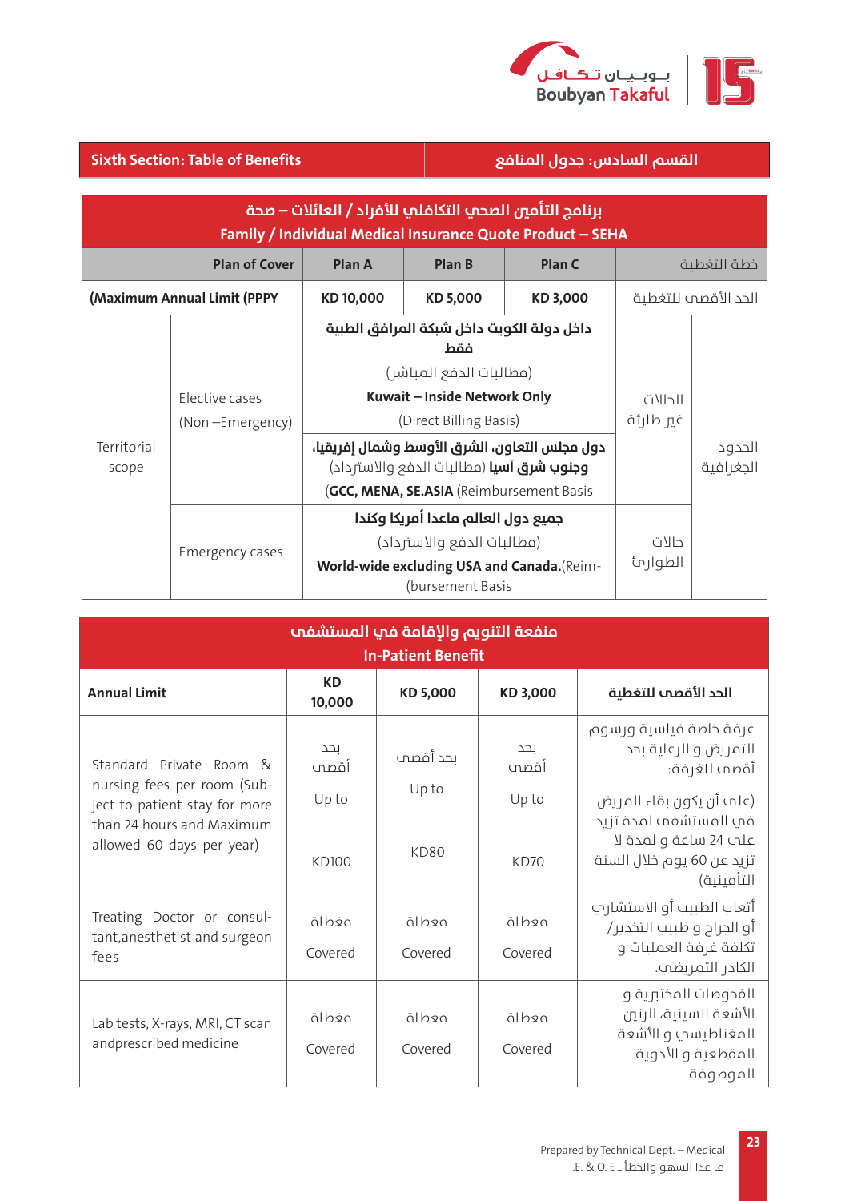## Sixth Section: Table of Benefits | القسم السادس: جدول المنافع

| برنامج التأمين الصحي التكافلي للأفراد / العائلات – صحة<br>Family / Individual Medical Insurance Quote Product – SEHA | | | | | | |
|---|---|---|---|---|---|---|
| Plan of Cover | | Plan A | Plan B | Plan C | خطة التغطية | |
| (Maximum Annual Limit (PPPY | | KD 10,000 | KD 5,000 | KD 3,000 | الحد الأقصى للتغطية | |
| Territorial scope | Elective cases (Non –Emergency) | **داخل دولة الكويت داخل شبكة المرافق الطبية فقط**<br>(مطالبات الدفع المباشر)<br>**Kuwait – Inside Network Only**<br>(Direct Billing Basis) | | | الحالات غير طارئة | الحدود الجغرافية |
| | | **دول مجلس التعاون، الشرق الأوسط وشمال إفريقيا، وجنوب شرق آسيا** (مطالبات الدفع والاسترداد)<br>(**GCC, MENA, SE.ASIA** (Reimbursement Basis | | | | |
| | Emergency cases | **جميع دول العالم ماعدا أمريكا وكندا**<br>(مطالبات الدفع والاسترداد)<br>**World-wide excluding USA and Canada.**(Reim-(bursement Basis | | | حالات الطوارئ | |

| منفعة التنويم والإقامة في المستشفى<br>In-Patient Benefit | | | | |
|---|---|---|---|---|
| Annual Limit | KD 10,000 | KD 5,000 | KD 3,000 | الحد الأقصى للتغطية |
| Standard Private Room & nursing fees per room (Subject to patient stay for more than 24 hours and Maximum allowed 60 days per year) | بحد أقصى<br>Up to<br>KD100 | بحد أقصى<br>Up to<br>KD80 | بحد أقصى<br>Up to<br>KD70 | غرفة خاصة قياسية ورسوم التمريض و الرعاية بحد أقصى للغرفة:<br>(على أن يكون بقاء المريض في المستشفى لمدة تزيد على 24 ساعة و لمدة لا تزيد عن 60 يوم خلال السنة التأمينية) |
| Treating Doctor or consultant,anesthetist and surgeon fees | مغطاة<br>Covered | مغطاة<br>Covered | مغطاة<br>Covered | أتعاب الطبيب أو الاستشاري أو الجراح و طبيب التخدير/ تكلفة غرفة العمليات و الكادر التمريضي. |
| Lab tests, X-rays, MRI, CT scan andprescribed medicine | مغطاة<br>Covered | مغطاة<br>Covered | مغطاة<br>Covered | الفحوصات المختبرية و الأشعة السينية، الرنين المغناطيسي و الأشعة المقطعية و الأدوية الموصوفة |

Prepared by Technical Dept. – Medical
ما عدا السهو والخطأ ـ E. & O. E.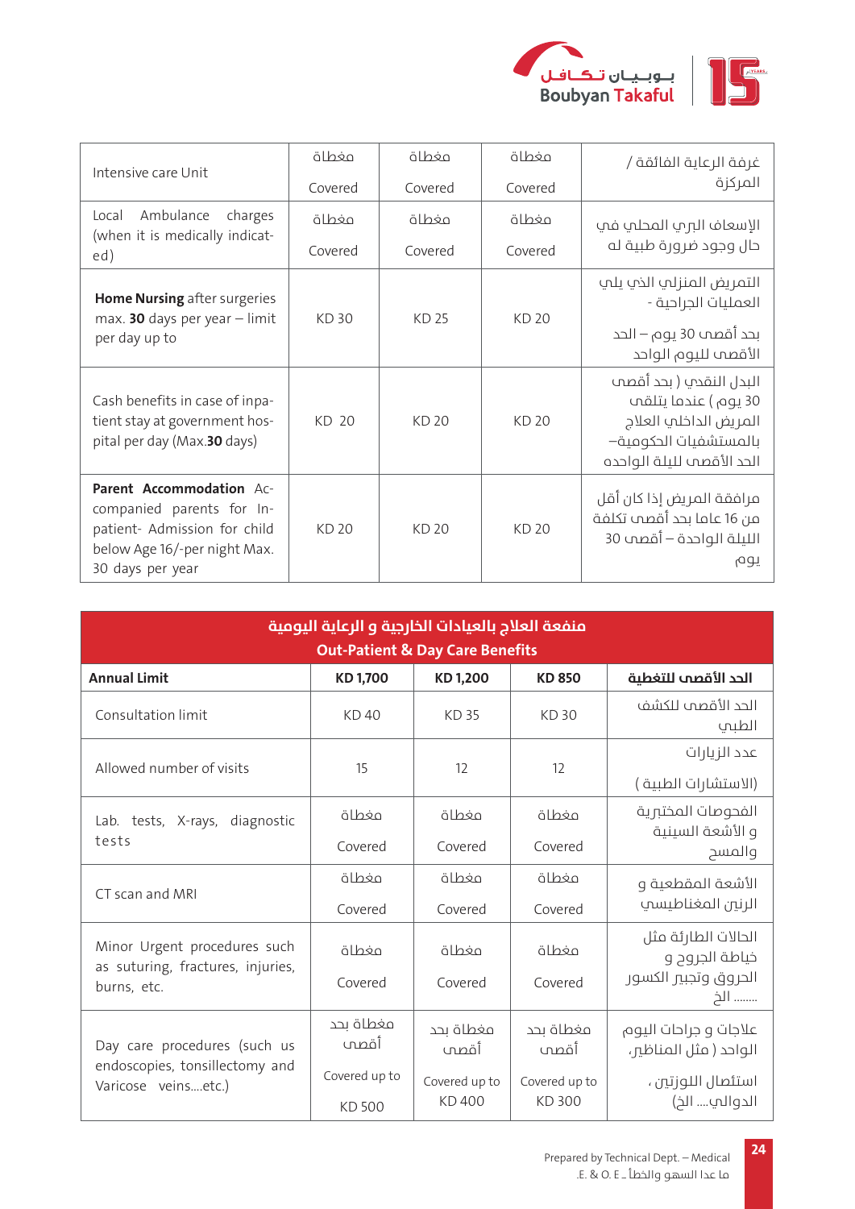| | | | | |
|---|---|---|---|---|
| Intensive care Unit | مغطاة Covered | مغطاة Covered | مغطاة Covered | غرفة الرعاية الفائقة / المركزة |
| Local Ambulance charges (when it is medically indicated) | مغطاة Covered | مغطاة Covered | مغطاة Covered | الإسعاف البري المحلي في حال وجود ضرورة طبية له |
| **Home Nursing** after surgeries max. **30** days per year – limit per day up to | KD 30 | KD 25 | KD 20 | التمريض المنزلي الذي يلي العمليات الجراحية - بحد أقصى 30 يوم – الحد الأقصى لليوم الواحد |
| Cash benefits in case of inpatient stay at government hospital per day (Max.**30** days) | KD 20 | KD 20 | KD 20 | البدل النقدي ( بحد أقصى 30 يوم ) عندما يتلقى المريض الداخلي العلاج بالمستشفيات الحكومية– الحد الأقصى لليلة الواحدة |
| **Parent Accommodation** Accompanied parents for In-patient- Admission for child below Age 16/-per night Max. 30 days per year | KD 20 | KD 20 | KD 20 | مرافقة المريض إذا كان أقل من 16 عاما بحد أقصى تكلفة الليلة الواحدة – أقصى 30 يوم |

| منفعة العلاج بالعيادات الخارجية و الرعاية اليومية Out-Patient & Day Care Benefits | | | | |
|---|---|---|---|---|
| **Annual Limit** | **KD 1,700** | **KD 1,200** | **KD 850** | **الحد الأقصى للتغطية** |
| Consultation limit | KD 40 | KD 35 | KD 30 | الحد الأقصى للكشف الطبي |
| Allowed number of visits | 15 | 12 | 12 | عدد الزيارات (الاستشارات الطبية ) |
| Lab. tests, X-rays, diagnostic tests | مغطاة Covered | مغطاة Covered | مغطاة Covered | الفحوصات المختبرية و الأشعة السينية والمسح |
| CT scan and MRI | مغطاة Covered | مغطاة Covered | مغطاة Covered | الأشعة المقطعية و الرنين المغناطيسي |
| Minor Urgent procedures such as suturing, fractures, injuries, burns, etc. | مغطاة Covered | مغطاة Covered | مغطاة Covered | الحالات الطارئة مثل خياطة الجروح و الحروق وتجبير الكسور ........ الخ |
| Day care procedures (such us endoscopies, tonsillectomy and Varicose veins....etc.) | مغطاة بحد أقصى Covered up to KD 500 | مغطاة بحد أقصى Covered up to KD 400 | مغطاة بحد أقصى Covered up to KD 300 | علاجات و جراحات اليوم الواحد ( مثل المناظير، استئصال اللوزتين ، الدوالي..... الخ) |

Prepared by Technical Dept. – Medical
ما أعدا السهو والخطأ ـ E. & O. E.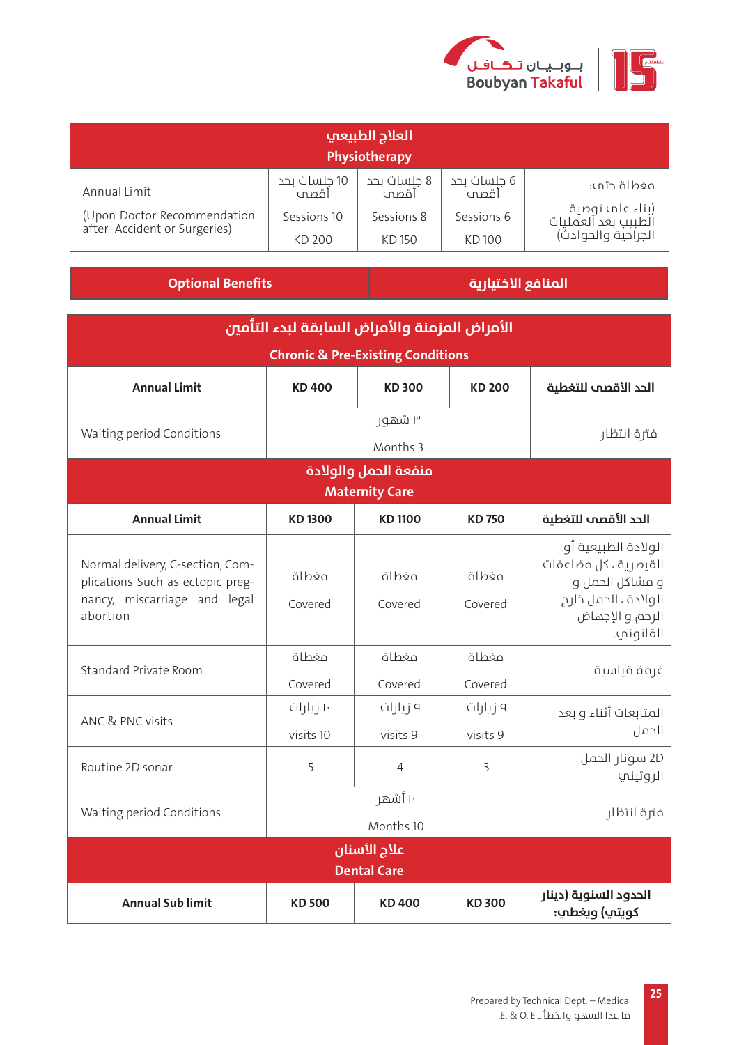| العلاج الطبيعي Physiotherapy | | | | |
|---|---|---|---|---|
| Annual Limit<br>(Upon Doctor Recommendation after Accident or Surgeries) | 10 جلسات بحد أقصى<br>Sessions 10<br>KD 200 | 8 جلسات بحد أقصى<br>Sessions 8<br>KD 150 | 6 جلسات بحد أقصى<br>Sessions 6<br>KD 100 | مغطاة حتى:<br>(بناء على توصية الطبيب بعد العمليات الجراحية والحوادث) |

| Optional Benefits | المنافع الاختيارية |
|---|---|

| الأمراض المزمنة والأمراض السابقة لبدء التأمين<br>Chronic & Pre-Existing Conditions | | | | |
|---|---|---|---|---|
| **Annual Limit** | **KD 400** | **KD 300** | **KD 200** | **الحد الأقصى للتغطية** |
| Waiting period Conditions | ٣ شهور<br>Months 3 | | | فترة انتظار |
| **منفعة الحمل والولادة<br>Maternity Care** | | | | |
| **Annual Limit** | **KD 1300** | **KD 1100** | **KD 750** | **الحد الأقصى للتغطية** |
| Normal delivery, C-section, Complications Such as ectopic pregnancy, miscarriage and legal abortion | مغطاة<br>Covered | مغطاة<br>Covered | مغطاة<br>Covered | الولادة الطبيعية أو القيصرية ، كل مضاعفات و مشاكل الحمل و الولادة ، الحمل خارج الرحم و الإجهاض القانوني. |
| Standard Private Room | مغطاة<br>Covered | مغطاة<br>Covered | مغطاة<br>Covered | غرفة قياسية |
| ANC & PNC visits | ١٠ زيارات<br>visits 10 | ٩ زيارات<br>visits 9 | ٩ زيارات<br>visits 9 | المتابعات أثناء و بعد الحمل |
| Routine 2D sonar | 5 | 4 | 3 | 2D سونار الحمل الروتيني |
| Waiting period Conditions | ١٠ أشهر<br>Months 10 | | | فترة انتظار |
| **علاج الأسنان<br>Dental Care** | | | | |
| **Annual Sub limit** | **KD 500** | **KD 400** | **KD 300** | **الحدود السنوية (دينار كويتي) ويغطي:** |

Prepared by Technical Dept. – Medical
ما عدا السهو والخطأ ـ E. & O. E.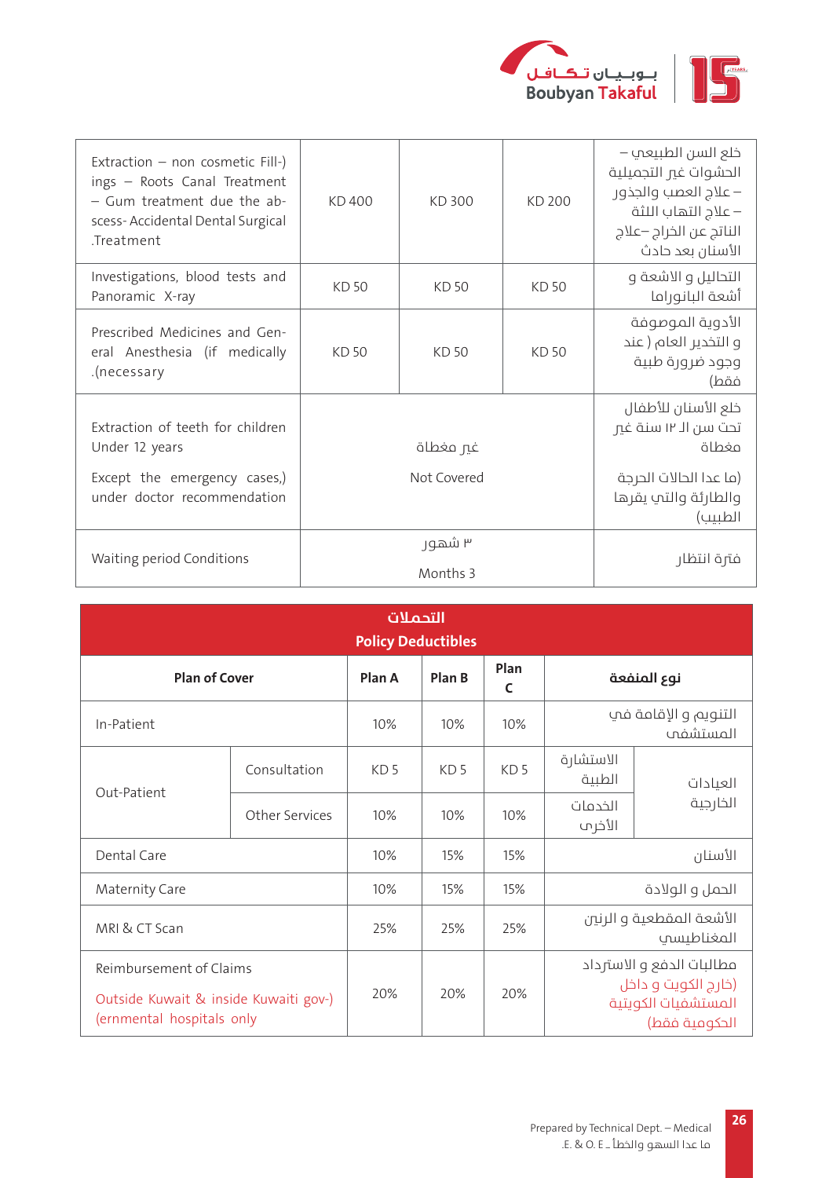| | | | | |
|---|---|---|---|---|
| Extraction – non cosmetic Fill-) ings – Roots Canal Treatment – Gum treatment due the ab-scess- Accidental Dental Surgical .Treatment | KD 400 | KD 300 | KD 200 | خلع السن الطبيعي – الحشوات غير التجميلية – علاج العصب والجذور – علاج التهاب اللثة الناتج عن الخراج –علاج الأسنان بعد حادث |
| Investigations, blood tests and Panoramic X-ray | KD 50 | KD 50 | KD 50 | التحاليل و الاشعة و أشعة البانوراما |
| Prescribed Medicines and General Anesthesia (if medically .(necessary | KD 50 | KD 50 | KD 50 | الأدوية الموصوفة و التخدير العام ( عند وجود ضرورة طبية فقط) |
| Extraction of teeth for children Under 12 years<br><br>Except the emergency cases,) under doctor recommendation | غير مغطاة<br><br>Not Covered | | | خلع الأسنان للأطفال تحت سن الـ ١٢ سنة غير مغطاة<br><br>(ما عدا الحالات الحرجة والطارئة والتي يقرها الطبيب) |
| Waiting period Conditions | ٣ شهور<br><br>Months 3 | | | فترة انتظار |

## التحملات
## Policy Deductibles

| Plan of Cover | | Plan A | Plan B | Plan C | نوع المنفعة | |
|---|---|---|---|---|---|---|
| In-Patient | | 10% | 10% | 10% | التنويم و الإقامة في المستشفى | |
| Out-Patient | Consultation | KD 5 | KD 5 | KD 5 | الاستشارة الطبية | العيادات الخارجية |
| | Other Services | 10% | 10% | 10% | الخدمات الأخرى | |
| Dental Care | | 10% | 15% | 15% | الأسنان | |
| Maternity Care | | 10% | 15% | 15% | الحمل و الولادة | |
| MRI & CT Scan | | 25% | 25% | 25% | الأشعة المقطعية و الرنين المغناطيسي | |
| Reimbursement of Claims<br><br>Outside Kuwait & inside Kuwaiti gov-) (ernmental hospitals only | | 20% | 20% | 20% | مطالبات الدفع و الاسترداد (خارج الكويت و داخل المستشفيات الكويتية الحكومية فقط) | |

Prepared by Technical Dept. – Medical
ما عدا السهو والخطأ ـ E. & O. E.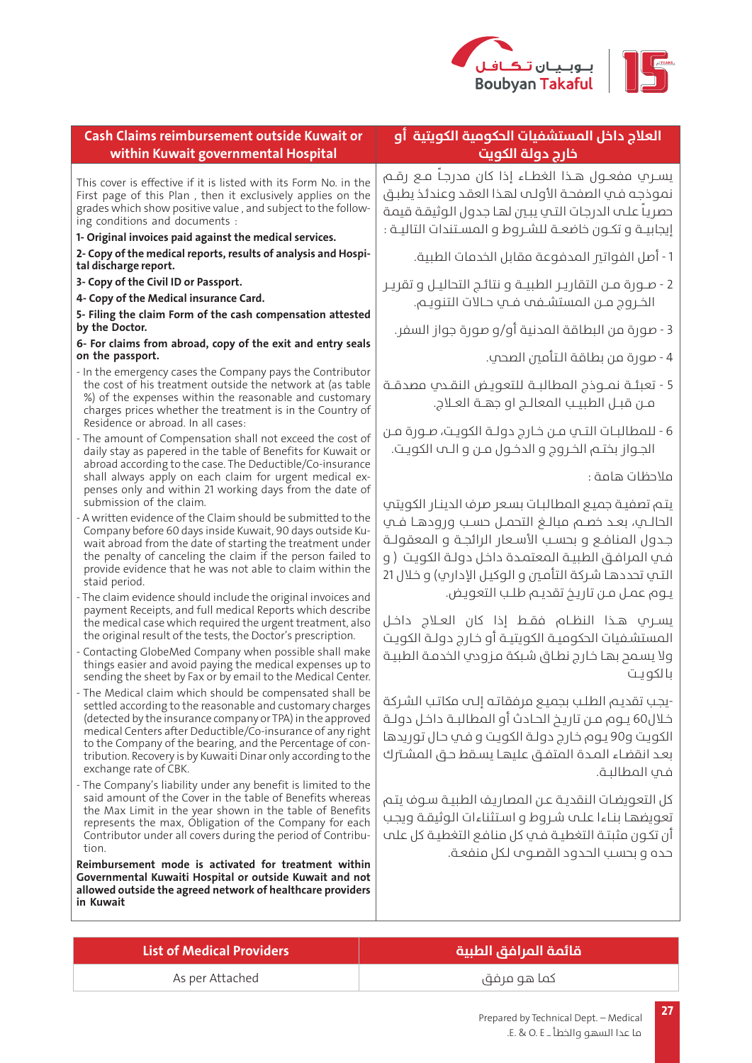| Cash Claims reimbursement outside Kuwait or within Kuwait governmental Hospital | العلاج داخل المستشفيات الحكومية الكويتية أو خارج دولة الكويت |
|---|---|
| This cover is effective if it is listed with its Form No. in the First page of this Plan , then it exclusively applies on the grades which show positive value , and subject to the following conditions and documents :<br>**1- Original invoices paid against the medical services.**<br>**2- Copy of the medical reports, results of analysis and Hospital discharge report.**<br>**3- Copy of the Civil ID or Passport.**<br>**4- Copy of the Medical insurance Card.**<br>**5- Filing the claim Form of the cash compensation attested by the Doctor.**<br>**6- For claims from abroad, copy of the exit and entry seals on the passport.**<br>- In the emergency cases the Company pays the Contributor the cost of his treatment outside the network at (as table %) of the expenses within the reasonable and customary charges prices whether the treatment is in the Country of Residence or abroad. In all cases:<br>- The amount of Compensation shall not exceed the cost of daily stay as papered in the table of Benefits for Kuwait or abroad according to the case. The Deductible/Co-insurance shall always apply on each claim for urgent medical expenses only and within 21 working days from the date of submission of the claim.<br>- A written evidence of the Claim should be submitted to the Company before 60 days inside Kuwait, 90 days outside Kuwait abroad from the date of starting the treatment under the penalty of canceling the claim if the person failed to provide evidence that he was not able to claim within the staid period.<br>- The claim evidence should include the original invoices and payment Receipts, and full medical Reports which describe the medical case which required the urgent treatment, also the original result of the tests, the Doctor's prescription.<br>- Contacting GlobeMed Company when possible shall make things easier and avoid paying the medical expenses up to sending the sheet by Fax or by email to the Medical Center.<br>- The Medical claim which should be compensated shall be settled according to the reasonable and customary charges (detected by the insurance company or TPA) in the approved medical Centers after Deductible/Co-insurance of any right to the Company of the bearing, and the Percentage of contribution. Recovery is by Kuwaiti Dinar only according to the exchange rate of CBK.<br>- The Company's liability under any benefit is limited to the said amount of the Cover in the table of Benefits whereas the Max Limit in the year shown in the table of Benefits represents the max, Obligation of the Company for each Contributor under all covers during the period of Contribution.<br>**Reimbursement mode is activated for treatment within Governmental Kuwaiti Hospital or outside Kuwait and not allowed outside the agreed network of healthcare providers in Kuwait** | يسري مفعول هذا الغطاء إذا كان مدرجاً مع رقم نموذجه في الصفحة الأولى لهذا العقد وعندئذ يطبق حصرياً على الدرجات التي يبين لها جدول الوثيقة قيمة إيجابية و تكون خاضعة للشروط و المستندات التالية :<br>1 - أصل الفواتير المدفوعة مقابل الخدمات الطبية.<br>2 - صورة من التقارير الطبية و نتائج التحاليل و تقرير الخروج من المستشفى في حالات التنويم.<br>3 - صورة من البطاقة المدنية أو/ و صورة جواز السفر.<br>4 - صورة من بطاقة التأمين الصحي.<br>5 - تعبئة نموذج المطالبة للتعويض النقدي مصدقة من قبل الطبيب المعالج او جهة العلاج.<br>6 - للمطالبات التي من خارج دولة الكويت، صورة من الجواز بختم الخروج و الدخول من و الى الكويت.<br>ملاحظات هامة :<br>يتم تصفية جميع المطالبات بسعر صرف الدينار الكويتي الحالي، بعد خصم مبالغ التحمل حسب ورودها في جدول المنافع و بحسب الأسعار الرائجة و المعقولة في المرافق الطبية المعتمدة داخل دولة الكويت ( و التي تحددها شركة التأمين و الوكيل الإداري) و خلال 21 يوم عمل من تاريخ تقديم طلب التعويض.<br>يسري هذا النظام فقط إذا كان العلاج داخل المستشفيات الحكومية الكويتية أو خارج دولة الكويت ولا يسمح بها خارج نطاق شبكة مزودي الخدمة الطبية بالكويت<br>-يجب تقديم الطلب بجميع مرفقاته إلى مكاتب الشركة خلال60 يوم من تاريخ الحادث أو المطالبة داخل دولة الكويت و90 يوم خارج دولة الكويت و في حال توريدها بعد انقضاء المدة المتفق عليها يسقط حق المشترك في المطالبة.<br>كل التعويضات النقدية عن المصاريف الطبية سوف يتم تعويضها بناءا على شروط و استثناءات الوثيقة ويجب أن تكون مثبتة التغطية في كل منافع التغطية كل على حده و بحسب الحدود القصوى لكل منفعة. |

| List of Medical Providers | قائمة المرافق الطبية |
|---|---|
| As per Attached | كما هو مرفق |

Prepared by Technical Dept. – Medical
ما عدا السهو والخطأ ـ E. & O. E.